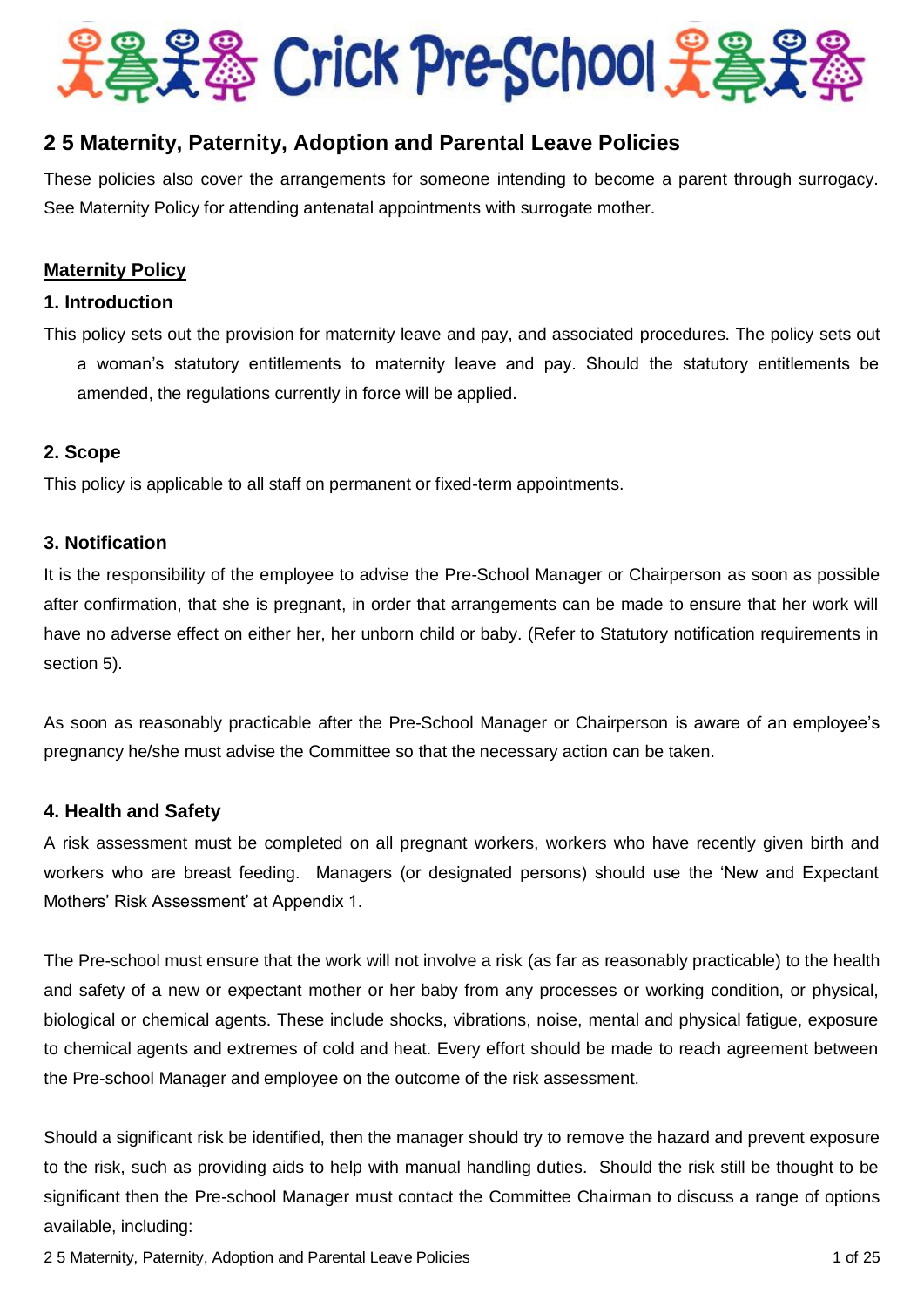# Crick Pre-School

## 2 5 Maternity, Paternity, Adoption and Parental Leave Policies

These policies also cover the arrangements for someone intending to become a parent through surrogacy. See Maternity Policy for attending antenatal appointments with surrogate mother.

**Maternity Policy**

### 1. Introduction

This policy sets out the provision for maternity leave and pay, and associated procedures. The policy sets out a woman's statutory entitlements to maternity leave and pay. Should the statutory entitlements be amended, the regulations currently in force will be applied.

### 2. Scope

This policy is applicable to all staff on permanent or fixed-term appointments.

### 3. Notification

It is the responsibility of the employee to advise the Pre-School Manager or Chairperson as soon as possible after confirmation, that she is pregnant, in order that arrangements can be made to ensure that her work will have no adverse effect on either her, her unborn child or baby. (Refer to Statutory notification requirements in section 5).

As soon as reasonably practicable after the Pre-School Manager or Chairperson is aware of an employee's pregnancy he/she must advise the Committee so that the necessary action can be taken.

### 4. Health and Safety

A risk assessment must be completed on all pregnant workers, workers who have recently given birth and workers who are breast feeding. Managers (or designated persons) should use the 'New and Expectant Mothers' Risk Assessment' at Appendix 1.

The Pre-school must ensure that the work will not involve a risk (as far as reasonably practicable) to the health and safety of a new or expectant mother or her baby from any processes or working condition, or physical, biological or chemical agents. These include shocks, vibrations, noise, mental and physical fatigue, exposure to chemical agents and extremes of cold and heat. Every effort should be made to reach agreement between the Pre-school Manager and employee on the outcome of the risk assessment.

Should a significant risk be identified, then the manager should try to remove the hazard and prevent exposure to the risk, such as providing aids to help with manual handling duties. Should the risk still be thought to be significant then the Pre-school Manager must contact the Committee Chairman to discuss a range of options available, including: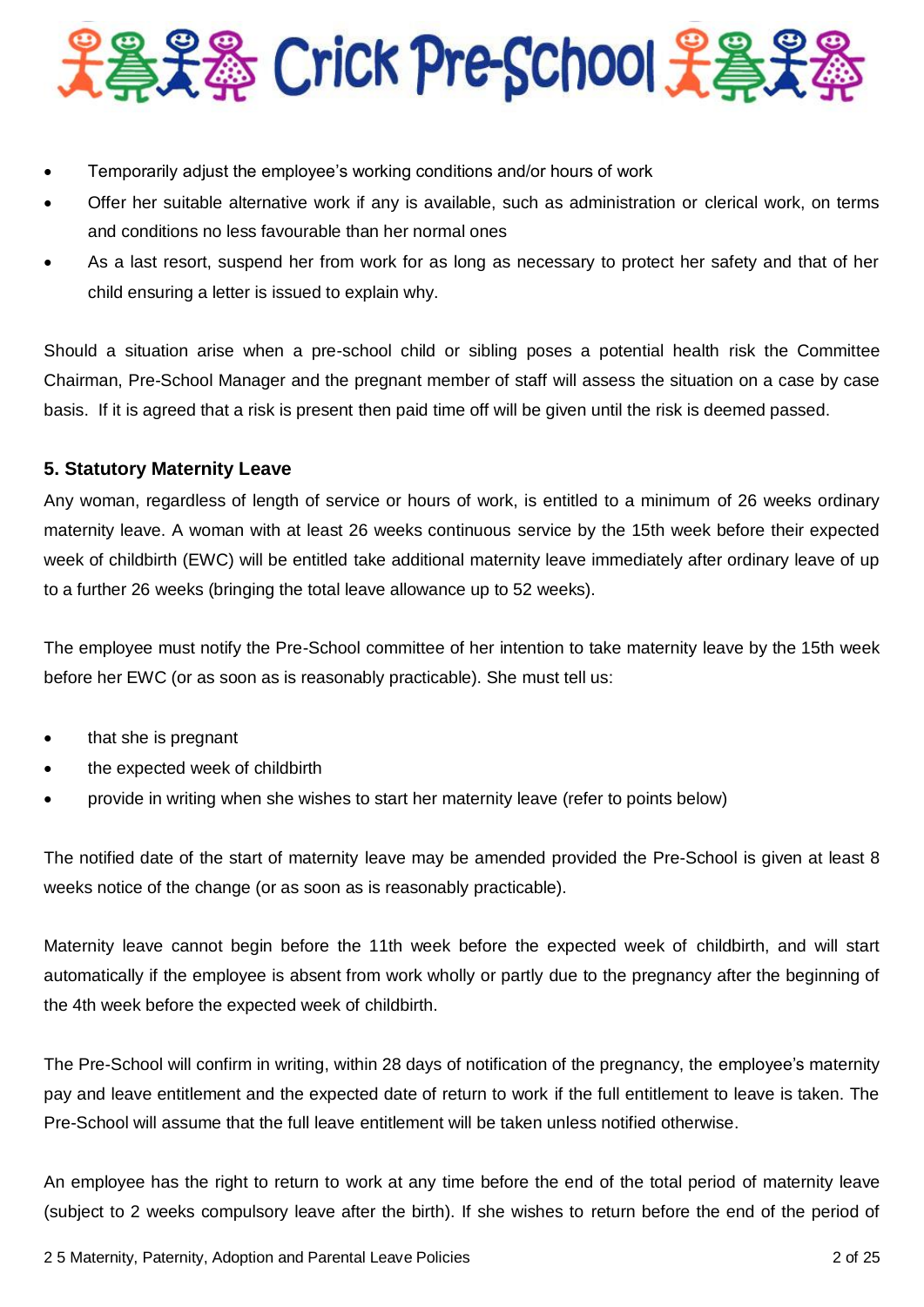- Temporarily adjust the employee's working conditions and/or hours of work
- Offer her suitable alternative work if any is available, such as administration or clerical work, on terms and conditions no less favourable than her normal ones
- As a last resort, suspend her from work for as long as necessary to protect her safety and that of her child ensuring a letter is issued to explain why.

Should a situation arise when a pre-school child or sibling poses a potential health risk the Committee Chairman, Pre-School Manager and the pregnant member of staff will assess the situation on a case by case basis. If it is agreed that a risk is present then paid time off will be given until the risk is deemed passed.

### 5. Statutory Maternity Leave

Any woman, regardless of length of service or hours of work, is entitled to a minimum of 26 weeks ordinary maternity leave. A woman with at least 26 weeks continuous service by the 15th week before their expected week of childbirth (EWC) will be entitled take additional maternity leave immediately after ordinary leave of up to a further 26 weeks (bringing the total leave allowance up to 52 weeks).

The employee must notify the Pre-School committee of her intention to take maternity leave by the 15th week before her EWC (or as soon as is reasonably practicable). She must tell us:

- that she is pregnant
- the expected week of childbirth
- provide in writing when she wishes to start her maternity leave (refer to points below)

The notified date of the start of maternity leave may be amended provided the Pre-School is given at least 8 weeks notice of the change (or as soon as is reasonably practicable).

Maternity leave cannot begin before the 11th week before the expected week of childbirth, and will start automatically if the employee is absent from work wholly or partly due to the pregnancy after the beginning of the 4th week before the expected week of childbirth.

The Pre-School will confirm in writing, within 28 days of notification of the pregnancy, the employee's maternity pay and leave entitlement and the expected date of return to work if the full entitlement to leave is taken. The Pre-School will assume that the full leave entitlement will be taken unless notified otherwise.

An employee has the right to return to work at any time before the end of the total period of maternity leave (subject to 2 weeks compulsory leave after the birth). If she wishes to return before the end of the period of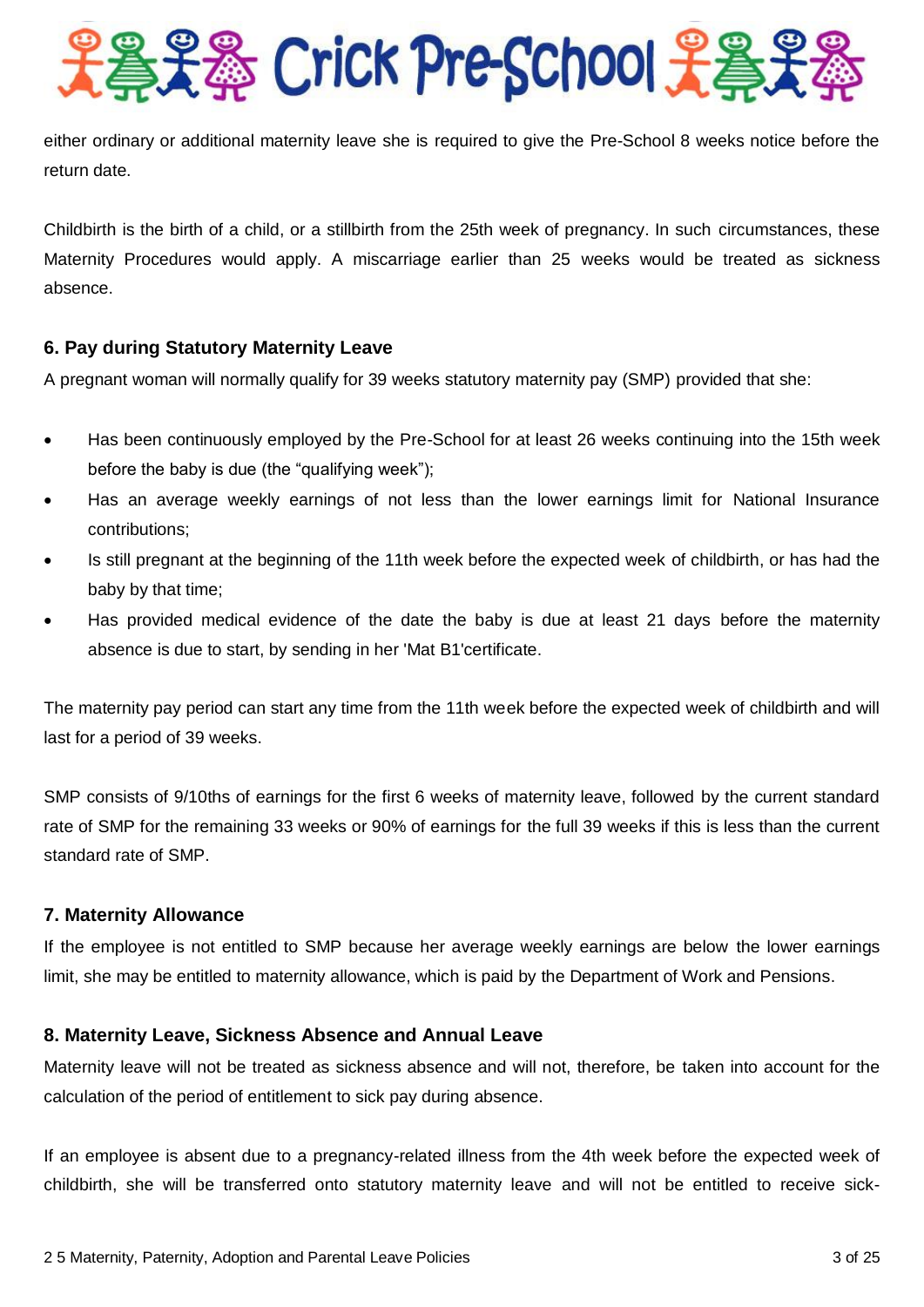either ordinary or additional maternity leave she is required to give the Pre-School 8 weeks notice before the return date.

Childbirth is the birth of a child, or a stillbirth from the 25th week of pregnancy. In such circumstances, these Maternity Procedures would apply. A miscarriage earlier than 25 weeks would be treated as sickness absence.

### 6. Pay during Statutory Maternity Leave

A pregnant woman will normally qualify for 39 weeks statutory maternity pay (SMP) provided that she:

- Has been continuously employed by the Pre-School for at least 26 weeks continuing into the 15th week before the baby is due (the "qualifying week");
- Has an average weekly earnings of not less than the lower earnings limit for National Insurance contributions;
- Is still pregnant at the beginning of the 11th week before the expected week of childbirth, or has had the baby by that time;
- Has provided medical evidence of the date the baby is due at least 21 days before the maternity absence is due to start, by sending in her 'Mat B1'certificate.

The maternity pay period can start any time from the 11th week before the expected week of childbirth and will last for a period of 39 weeks.

SMP consists of 9/10ths of earnings for the first 6 weeks of maternity leave, followed by the current standard rate of SMP for the remaining 33 weeks or 90% of earnings for the full 39 weeks if this is less than the current standard rate of SMP.

### 7. Maternity Allowance

If the employee is not entitled to SMP because her average weekly earnings are below the lower earnings limit, she may be entitled to maternity allowance, which is paid by the Department of Work and Pensions.

### 8. Maternity Leave, Sickness Absence and Annual Leave

Maternity leave will not be treated as sickness absence and will not, therefore, be taken into account for the calculation of the period of entitlement to sick pay during absence.

If an employee is absent due to a pregnancy-related illness from the 4th week before the expected week of childbirth, she will be transferred onto statutory maternity leave and will not be entitled to receive sick-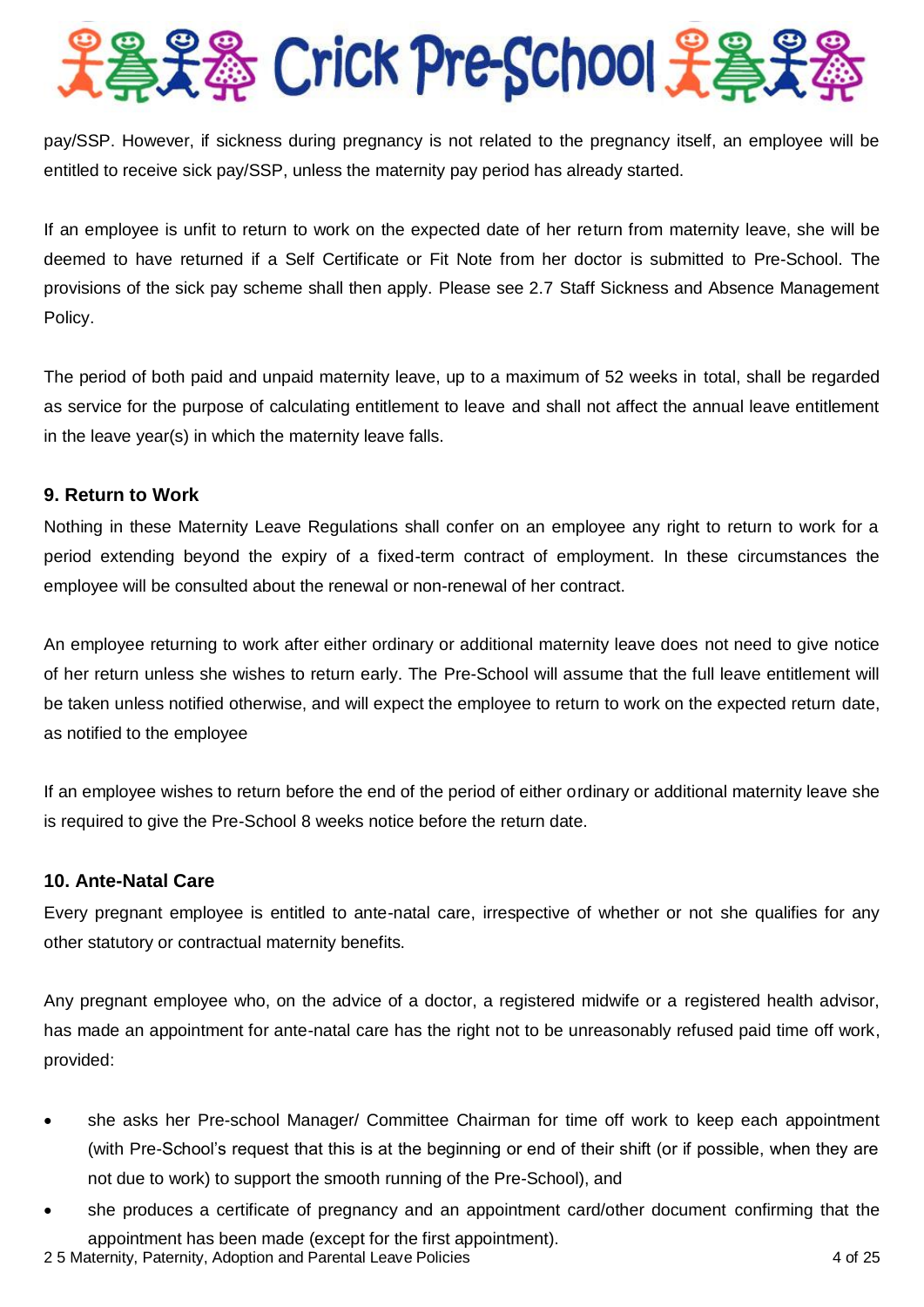pay/SSP. However, if sickness during pregnancy is not related to the pregnancy itself, an employee will be entitled to receive sick pay/SSP, unless the maternity pay period has already started.

If an employee is unfit to return to work on the expected date of her return from maternity leave, she will be deemed to have returned if a Self Certificate or Fit Note from her doctor is submitted to Pre-School. The provisions of the sick pay scheme shall then apply. Please see 2.7 Staff Sickness and Absence Management Policy.

The period of both paid and unpaid maternity leave, up to a maximum of 52 weeks in total, shall be regarded as service for the purpose of calculating entitlement to leave and shall not affect the annual leave entitlement in the leave year(s) in which the maternity leave falls.

### 9. Return to Work

Nothing in these Maternity Leave Regulations shall confer on an employee any right to return to work for a period extending beyond the expiry of a fixed-term contract of employment. In these circumstances the employee will be consulted about the renewal or non-renewal of her contract.

An employee returning to work after either ordinary or additional maternity leave does not need to give notice of her return unless she wishes to return early. The Pre-School will assume that the full leave entitlement will be taken unless notified otherwise, and will expect the employee to return to work on the expected return date, as notified to the employee

If an employee wishes to return before the end of the period of either ordinary or additional maternity leave she is required to give the Pre-School 8 weeks notice before the return date.

### 10. Ante-Natal Care

Every pregnant employee is entitled to ante-natal care, irrespective of whether or not she qualifies for any other statutory or contractual maternity benefits.

Any pregnant employee who, on the advice of a doctor, a registered midwife or a registered health advisor, has made an appointment for ante-natal care has the right not to be unreasonably refused paid time off work, provided:

- she asks her Pre-school Manager/ Committee Chairman for time off work to keep each appointment (with Pre-School's request that this is at the beginning or end of their shift (or if possible, when they are not due to work) to support the smooth running of the Pre-School), and
- she produces a certificate of pregnancy and an appointment card/other document confirming that the appointment has been made (except for the first appointment).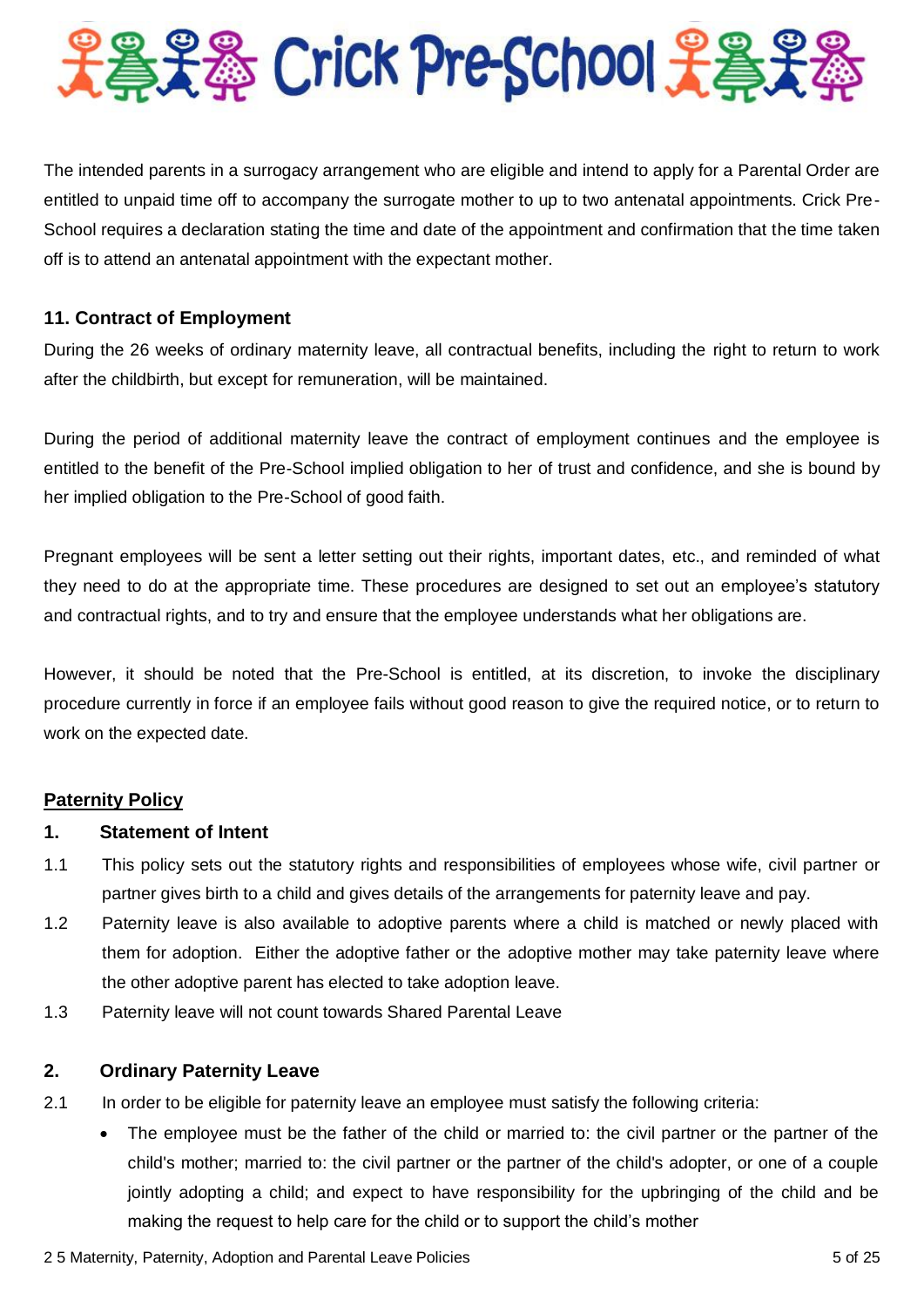The intended parents in a surrogacy arrangement who are eligible and intend to apply for a Parental Order are entitled to unpaid time off to accompany the surrogate mother to up to two antenatal appointments. Crick Pre-School requires a declaration stating the time and date of the appointment and confirmation that the time taken off is to attend an antenatal appointment with the expectant mother.

### 11. Contract of Employment

During the 26 weeks of ordinary maternity leave, all contractual benefits, including the right to return to work after the childbirth, but except for remuneration, will be maintained.

During the period of additional maternity leave the contract of employment continues and the employee is entitled to the benefit of the Pre-School implied obligation to her of trust and confidence, and she is bound by her implied obligation to the Pre-School of good faith.

Pregnant employees will be sent a letter setting out their rights, important dates, etc., and reminded of what they need to do at the appropriate time. These procedures are designed to set out an employee's statutory and contractual rights, and to try and ensure that the employee understands what her obligations are.

However, it should be noted that the Pre-School is entitled, at its discretion, to invoke the disciplinary procedure currently in force if an employee fails without good reason to give the required notice, or to return to work on the expected date.

## Paternity Policy

### 1. Statement of Intent

1.1 This policy sets out the statutory rights and responsibilities of employees whose wife, civil partner or partner gives birth to a child and gives details of the arrangements for paternity leave and pay.

1.2 Paternity leave is also available to adoptive parents where a child is matched or newly placed with them for adoption. Either the adoptive father or the adoptive mother may take paternity leave where the other adoptive parent has elected to take adoption leave.

1.3 Paternity leave will not count towards Shared Parental Leave

### 2. Ordinary Paternity Leave

2.1 In order to be eligible for paternity leave an employee must satisfy the following criteria:

- The employee must be the father of the child or married to: the civil partner or the partner of the child's mother; married to: the civil partner or the partner of the child's adopter, or one of a couple jointly adopting a child; and expect to have responsibility for the upbringing of the child and be making the request to help care for the child or to support the child's mother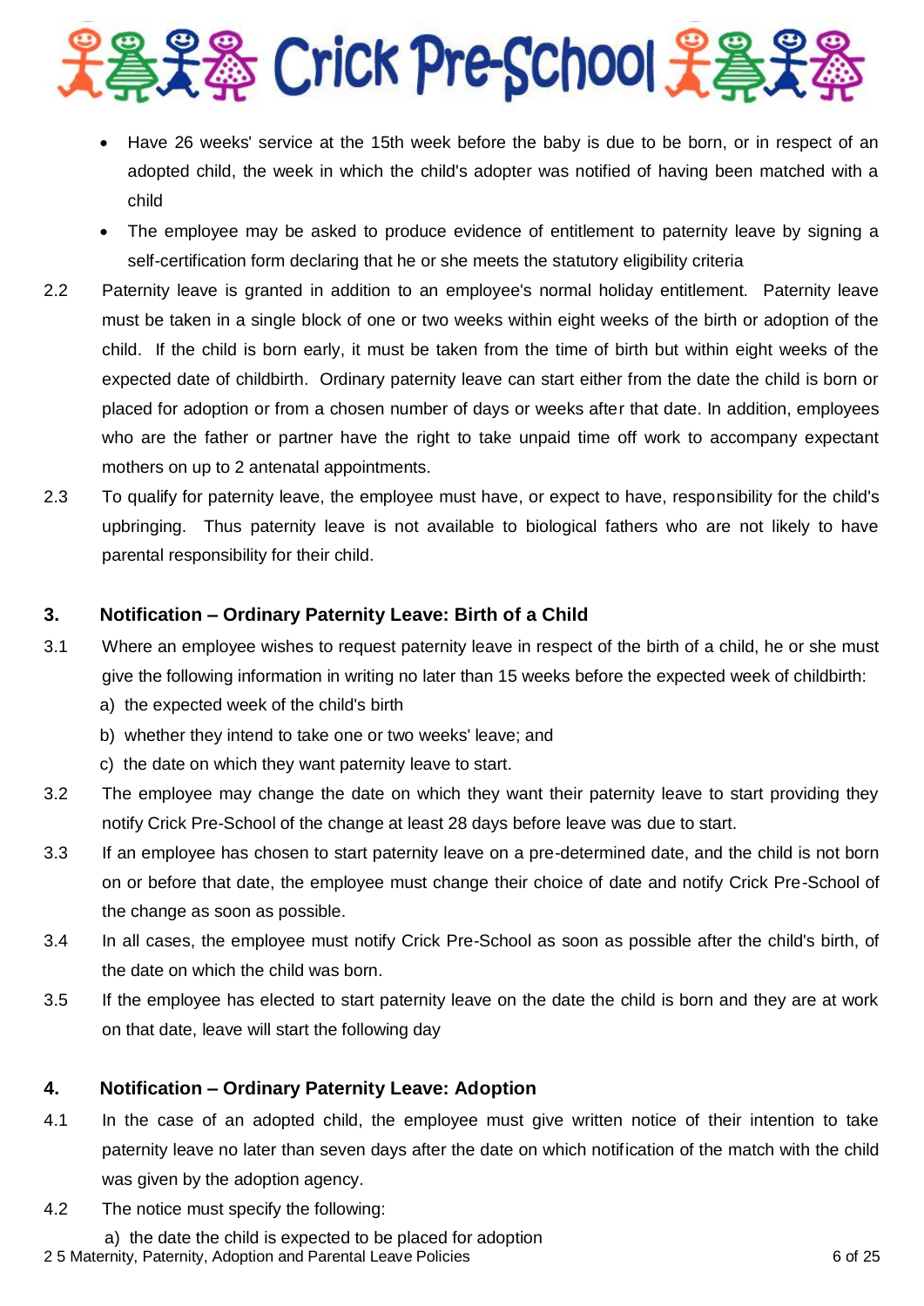- Have 26 weeks' service at the 15th week before the baby is due to be born, or in respect of an adopted child, the week in which the child's adopter was notified of having been matched with a child
- The employee may be asked to produce evidence of entitlement to paternity leave by signing a self-certification form declaring that he or she meets the statutory eligibility criteria

2.2 Paternity leave is granted in addition to an employee's normal holiday entitlement. Paternity leave must be taken in a single block of one or two weeks within eight weeks of the birth or adoption of the child. If the child is born early, it must be taken from the time of birth but within eight weeks of the expected date of childbirth. Ordinary paternity leave can start either from the date the child is born or placed for adoption or from a chosen number of days or weeks after that date. In addition, employees who are the father or partner have the right to take unpaid time off work to accompany expectant mothers on up to 2 antenatal appointments.

2.3 To qualify for paternity leave, the employee must have, or expect to have, responsibility for the child's upbringing. Thus paternity leave is not available to biological fathers who are not likely to have parental responsibility for their child.

## 3. Notification – Ordinary Paternity Leave: Birth of a Child

3.1 Where an employee wishes to request paternity leave in respect of the birth of a child, he or she must give the following information in writing no later than 15 weeks before the expected week of childbirth:

a) the expected week of the child's birth

b) whether they intend to take one or two weeks' leave; and

c) the date on which they want paternity leave to start.

3.2 The employee may change the date on which they want their paternity leave to start providing they notify Crick Pre-School of the change at least 28 days before leave was due to start.

3.3 If an employee has chosen to start paternity leave on a pre-determined date, and the child is not born on or before that date, the employee must change their choice of date and notify Crick Pre-School of the change as soon as possible.

3.4 In all cases, the employee must notify Crick Pre-School as soon as possible after the child's birth, of the date on which the child was born.

3.5 If the employee has elected to start paternity leave on the date the child is born and they are at work on that date, leave will start the following day

## 4. Notification – Ordinary Paternity Leave: Adoption

4.1 In the case of an adopted child, the employee must give written notice of their intention to take paternity leave no later than seven days after the date on which notification of the match with the child was given by the adoption agency.

4.2 The notice must specify the following:

a) the date the child is expected to be placed for adoption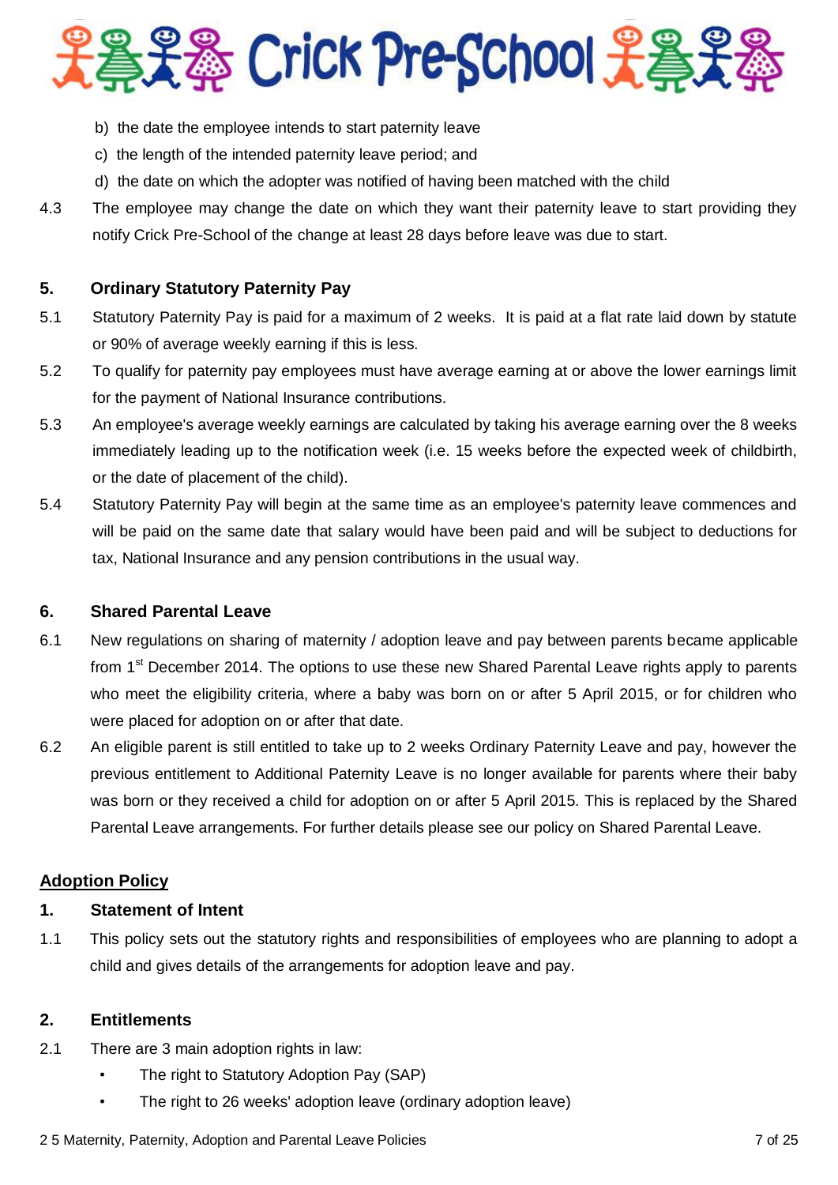b) the date the employee intends to start paternity leave

c) the length of the intended paternity leave period; and

d) the date on which the adopter was notified of having been matched with the child

4.3 The employee may change the date on which they want their paternity leave to start providing they notify Crick Pre-School of the change at least 28 days before leave was due to start.

## 5. Ordinary Statutory Paternity Pay

5.1 Statutory Paternity Pay is paid for a maximum of 2 weeks. It is paid at a flat rate laid down by statute or 90% of average weekly earning if this is less.

5.2 To qualify for paternity pay employees must have average earning at or above the lower earnings limit for the payment of National Insurance contributions.

5.3 An employee's average weekly earnings are calculated by taking his average earning over the 8 weeks immediately leading up to the notification week (i.e. 15 weeks before the expected week of childbirth, or the date of placement of the child).

5.4 Statutory Paternity Pay will begin at the same time as an employee's paternity leave commences and will be paid on the same date that salary would have been paid and will be subject to deductions for tax, National Insurance and any pension contributions in the usual way.

## 6. Shared Parental Leave

6.1 New regulations on sharing of maternity / adoption leave and pay between parents became applicable from 1st December 2014. The options to use these new Shared Parental Leave rights apply to parents who meet the eligibility criteria, where a baby was born on or after 5 April 2015, or for children who were placed for adoption on or after that date.

6.2 An eligible parent is still entitled to take up to 2 weeks Ordinary Paternity Leave and pay, however the previous entitlement to Additional Paternity Leave is no longer available for parents where their baby was born or they received a child for adoption on or after 5 April 2015. This is replaced by the Shared Parental Leave arrangements. For further details please see our policy on Shared Parental Leave.

# Adoption Policy

## 1. Statement of Intent

1.1 This policy sets out the statutory rights and responsibilities of employees who are planning to adopt a child and gives details of the arrangements for adoption leave and pay.

## 2. Entitlements

2.1 There are 3 main adoption rights in law:

- The right to Statutory Adoption Pay (SAP)
- The right to 26 weeks' adoption leave (ordinary adoption leave)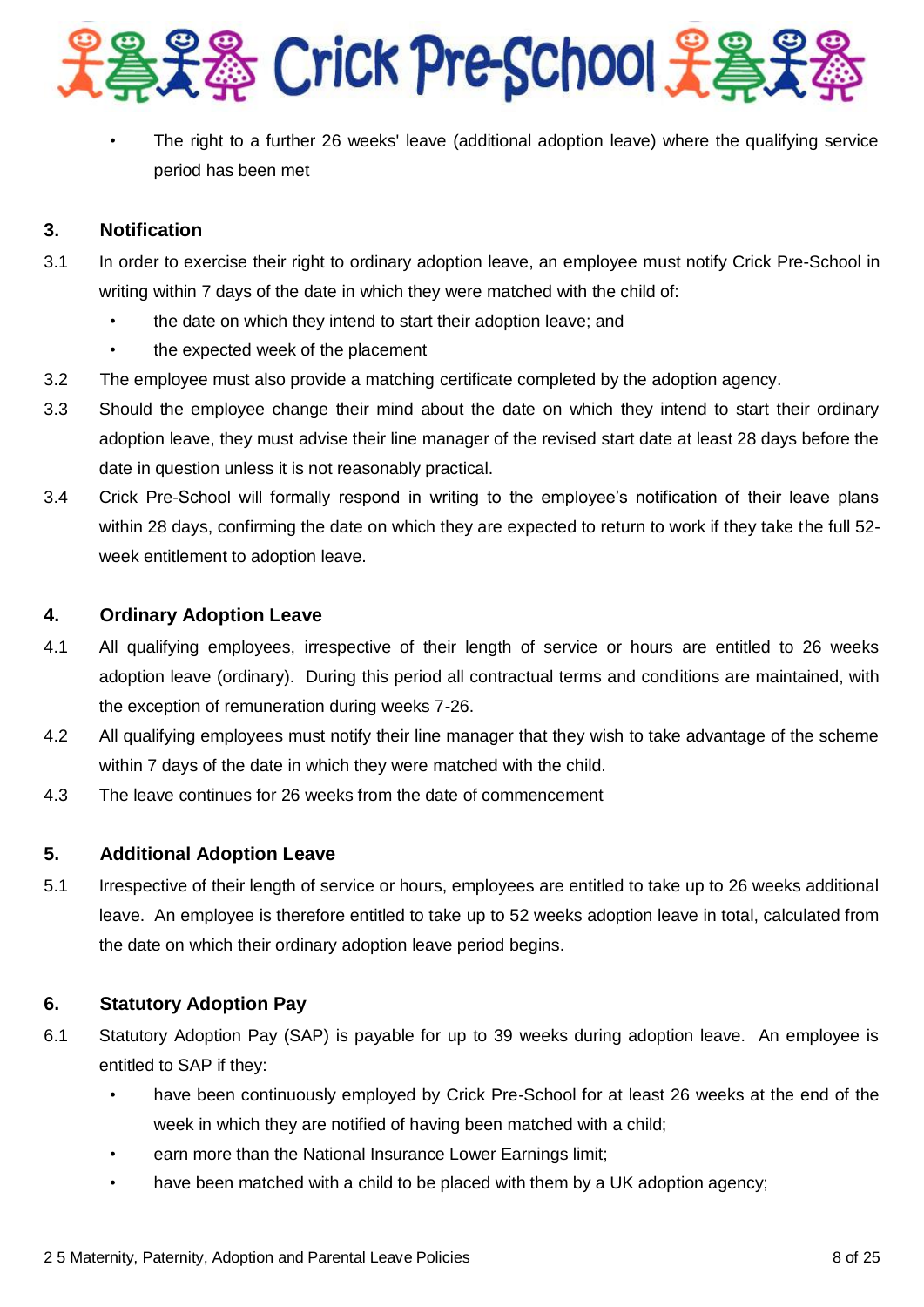- The right to a further 26 weeks' leave (additional adoption leave) where the qualifying service period has been met

## 3. Notification

3.1 In order to exercise their right to ordinary adoption leave, an employee must notify Crick Pre-School in writing within 7 days of the date in which they were matched with the child of:

- the date on which they intend to start their adoption leave; and
- the expected week of the placement

3.2 The employee must also provide a matching certificate completed by the adoption agency.

3.3 Should the employee change their mind about the date on which they intend to start their ordinary adoption leave, they must advise their line manager of the revised start date at least 28 days before the date in question unless it is not reasonably practical.

3.4 Crick Pre-School will formally respond in writing to the employee's notification of their leave plans within 28 days, confirming the date on which they are expected to return to work if they take the full 52-week entitlement to adoption leave.

## 4. Ordinary Adoption Leave

4.1 All qualifying employees, irrespective of their length of service or hours are entitled to 26 weeks adoption leave (ordinary). During this period all contractual terms and conditions are maintained, with the exception of remuneration during weeks 7-26.

4.2 All qualifying employees must notify their line manager that they wish to take advantage of the scheme within 7 days of the date in which they were matched with the child.

4.3 The leave continues for 26 weeks from the date of commencement

## 5. Additional Adoption Leave

5.1 Irrespective of their length of service or hours, employees are entitled to take up to 26 weeks additional leave. An employee is therefore entitled to take up to 52 weeks adoption leave in total, calculated from the date on which their ordinary adoption leave period begins.

## 6. Statutory Adoption Pay

6.1 Statutory Adoption Pay (SAP) is payable for up to 39 weeks during adoption leave. An employee is entitled to SAP if they:

- have been continuously employed by Crick Pre-School for at least 26 weeks at the end of the week in which they are notified of having been matched with a child;
- earn more than the National Insurance Lower Earnings limit;
- have been matched with a child to be placed with them by a UK adoption agency;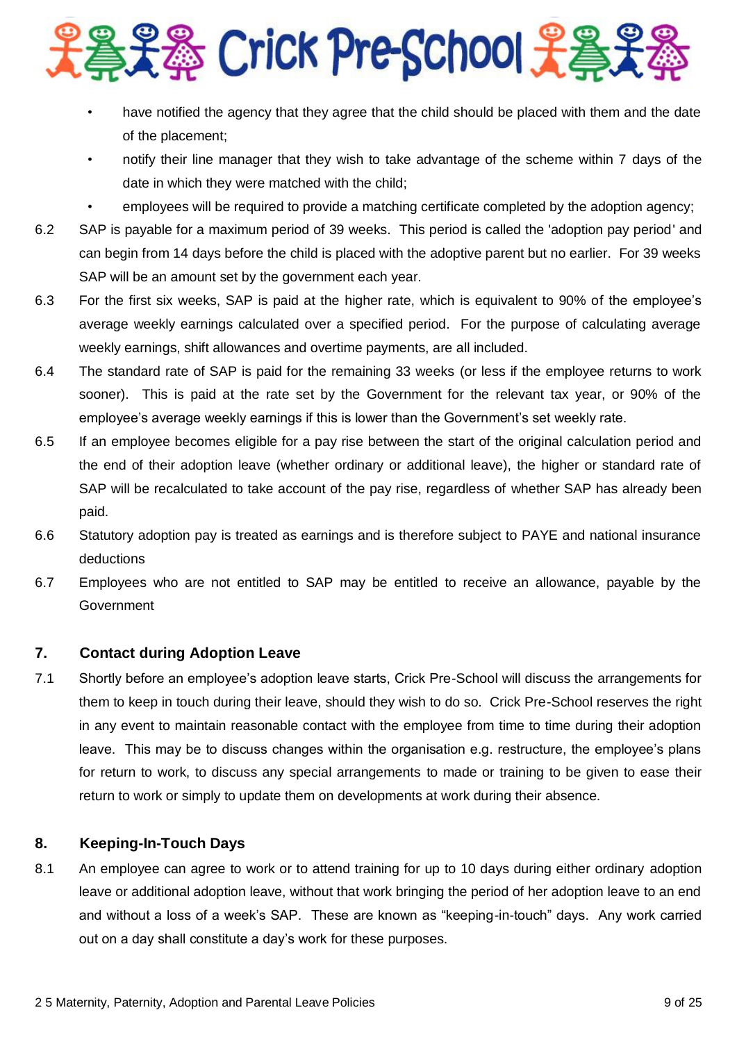- have notified the agency that they agree that the child should be placed with them and the date of the placement;
- notify their line manager that they wish to take advantage of the scheme within 7 days of the date in which they were matched with the child;
- employees will be required to provide a matching certificate completed by the adoption agency;

6.2 SAP is payable for a maximum period of 39 weeks. This period is called the 'adoption pay period' and can begin from 14 days before the child is placed with the adoptive parent but no earlier. For 39 weeks SAP will be an amount set by the government each year.

6.3 For the first six weeks, SAP is paid at the higher rate, which is equivalent to 90% of the employee's average weekly earnings calculated over a specified period. For the purpose of calculating average weekly earnings, shift allowances and overtime payments, are all included.

6.4 The standard rate of SAP is paid for the remaining 33 weeks (or less if the employee returns to work sooner). This is paid at the rate set by the Government for the relevant tax year, or 90% of the employee's average weekly earnings if this is lower than the Government's set weekly rate.

6.5 If an employee becomes eligible for a pay rise between the start of the original calculation period and the end of their adoption leave (whether ordinary or additional leave), the higher or standard rate of SAP will be recalculated to take account of the pay rise, regardless of whether SAP has already been paid.

6.6 Statutory adoption pay is treated as earnings and is therefore subject to PAYE and national insurance deductions

6.7 Employees who are not entitled to SAP may be entitled to receive an allowance, payable by the Government

## 7. Contact during Adoption Leave

7.1 Shortly before an employee's adoption leave starts, Crick Pre-School will discuss the arrangements for them to keep in touch during their leave, should they wish to do so. Crick Pre-School reserves the right in any event to maintain reasonable contact with the employee from time to time during their adoption leave. This may be to discuss changes within the organisation e.g. restructure, the employee's plans for return to work, to discuss any special arrangements to made or training to be given to ease their return to work or simply to update them on developments at work during their absence.

## 8. Keeping-In-Touch Days

8.1 An employee can agree to work or to attend training for up to 10 days during either ordinary adoption leave or additional adoption leave, without that work bringing the period of her adoption leave to an end and without a loss of a week's SAP. These are known as "keeping-in-touch" days. Any work carried out on a day shall constitute a day's work for these purposes.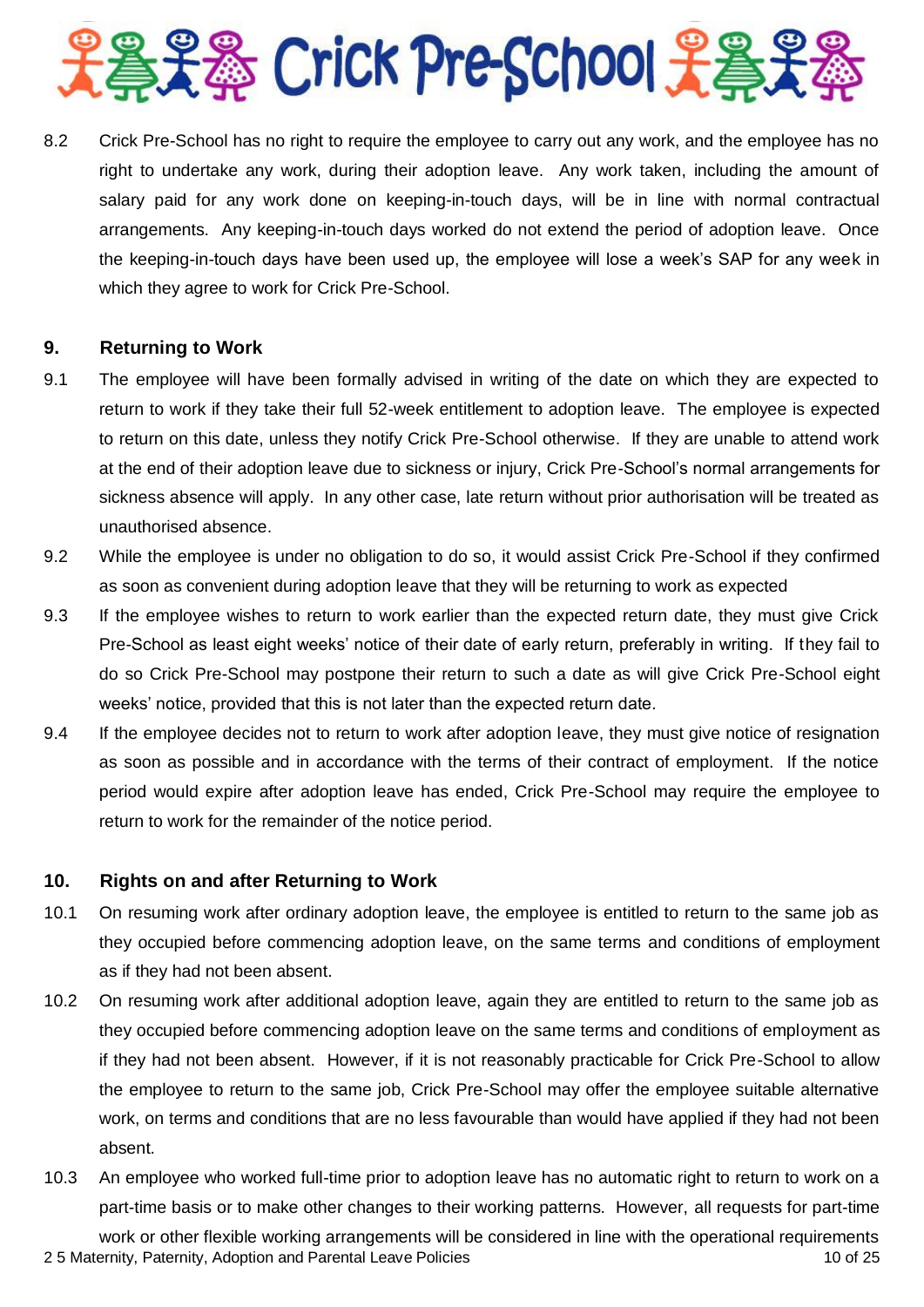8.2 Crick Pre-School has no right to require the employee to carry out any work, and the employee has no right to undertake any work, during their adoption leave. Any work taken, including the amount of salary paid for any work done on keeping-in-touch days, will be in line with normal contractual arrangements. Any keeping-in-touch days worked do not extend the period of adoption leave. Once the keeping-in-touch days have been used up, the employee will lose a week's SAP for any week in which they agree to work for Crick Pre-School.

## 9. Returning to Work

9.1 The employee will have been formally advised in writing of the date on which they are expected to return to work if they take their full 52-week entitlement to adoption leave. The employee is expected to return on this date, unless they notify Crick Pre-School otherwise. If they are unable to attend work at the end of their adoption leave due to sickness or injury, Crick Pre-School's normal arrangements for sickness absence will apply. In any other case, late return without prior authorisation will be treated as unauthorised absence.

9.2 While the employee is under no obligation to do so, it would assist Crick Pre-School if they confirmed as soon as convenient during adoption leave that they will be returning to work as expected

9.3 If the employee wishes to return to work earlier than the expected return date, they must give Crick Pre-School as least eight weeks' notice of their date of early return, preferably in writing. If they fail to do so Crick Pre-School may postpone their return to such a date as will give Crick Pre-School eight weeks' notice, provided that this is not later than the expected return date.

9.4 If the employee decides not to return to work after adoption leave, they must give notice of resignation as soon as possible and in accordance with the terms of their contract of employment. If the notice period would expire after adoption leave has ended, Crick Pre-School may require the employee to return to work for the remainder of the notice period.

## 10. Rights on and after Returning to Work

10.1 On resuming work after ordinary adoption leave, the employee is entitled to return to the same job as they occupied before commencing adoption leave, on the same terms and conditions of employment as if they had not been absent.

10.2 On resuming work after additional adoption leave, again they are entitled to return to the same job as they occupied before commencing adoption leave on the same terms and conditions of employment as if they had not been absent. However, if it is not reasonably practicable for Crick Pre-School to allow the employee to return to the same job, Crick Pre-School may offer the employee suitable alternative work, on terms and conditions that are no less favourable than would have applied if they had not been absent.

10.3 An employee who worked full-time prior to adoption leave has no automatic right to return to work on a part-time basis or to make other changes to their working patterns. However, all requests for part-time work or other flexible working arrangements will be considered in line with the operational requirements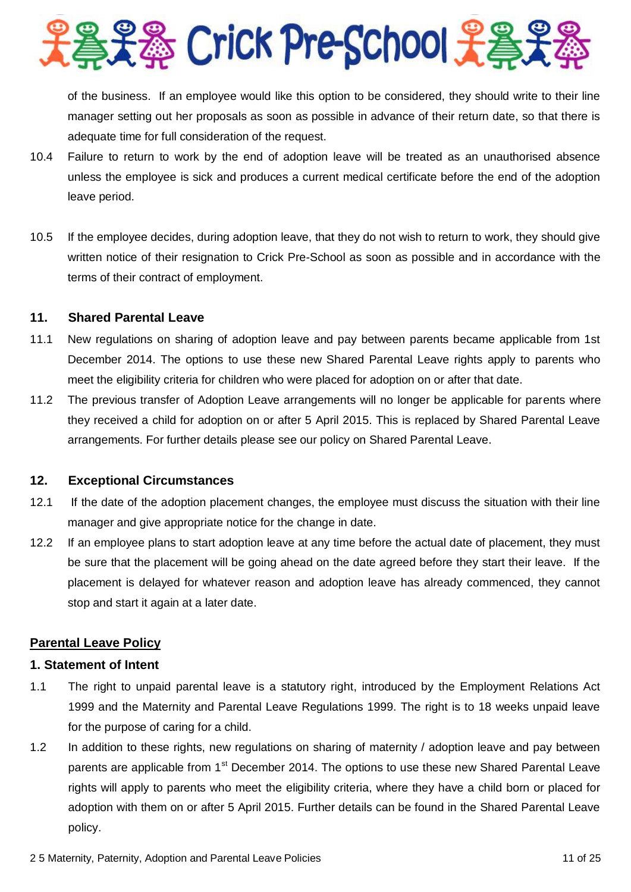of the business. If an employee would like this option to be considered, they should write to their line manager setting out her proposals as soon as possible in advance of their return date, so that there is adequate time for full consideration of the request.

10.4 Failure to return to work by the end of adoption leave will be treated as an unauthorised absence unless the employee is sick and produces a current medical certificate before the end of the adoption leave period.

10.5 If the employee decides, during adoption leave, that they do not wish to return to work, they should give written notice of their resignation to Crick Pre-School as soon as possible and in accordance with the terms of their contract of employment.

### 11. Shared Parental Leave

11.1 New regulations on sharing of adoption leave and pay between parents became applicable from 1st December 2014. The options to use these new Shared Parental Leave rights apply to parents who meet the eligibility criteria for children who were placed for adoption on or after that date.

11.2 The previous transfer of Adoption Leave arrangements will no longer be applicable for parents where they received a child for adoption on or after 5 April 2015. This is replaced by Shared Parental Leave arrangements. For further details please see our policy on Shared Parental Leave.

### 12. Exceptional Circumstances

12.1 If the date of the adoption placement changes, the employee must discuss the situation with their line manager and give appropriate notice for the change in date.

12.2 If an employee plans to start adoption leave at any time before the actual date of placement, they must be sure that the placement will be going ahead on the date agreed before they start their leave. If the placement is delayed for whatever reason and adoption leave has already commenced, they cannot stop and start it again at a later date.

## Parental Leave Policy

### 1. Statement of Intent

1.1 The right to unpaid parental leave is a statutory right, introduced by the Employment Relations Act 1999 and the Maternity and Parental Leave Regulations 1999. The right is to 18 weeks unpaid leave for the purpose of caring for a child.

1.2 In addition to these rights, new regulations on sharing of maternity / adoption leave and pay between parents are applicable from 1st December 2014. The options to use these new Shared Parental Leave rights will apply to parents who meet the eligibility criteria, where they have a child born or placed for adoption with them on or after 5 April 2015. Further details can be found in the Shared Parental Leave policy.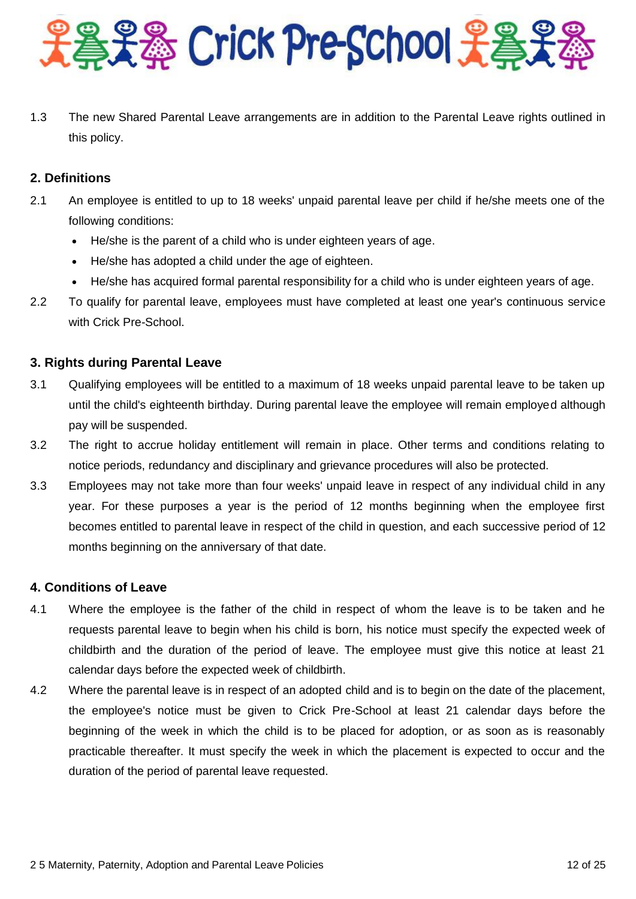1.3 The new Shared Parental Leave arrangements are in addition to the Parental Leave rights outlined in this policy.

## 2. Definitions

2.1 An employee is entitled to up to 18 weeks' unpaid parental leave per child if he/she meets one of the following conditions:

- He/she is the parent of a child who is under eighteen years of age.
- He/she has adopted a child under the age of eighteen.
- He/she has acquired formal parental responsibility for a child who is under eighteen years of age.

2.2 To qualify for parental leave, employees must have completed at least one year's continuous service with Crick Pre-School.

## 3. Rights during Parental Leave

3.1 Qualifying employees will be entitled to a maximum of 18 weeks unpaid parental leave to be taken up until the child's eighteenth birthday. During parental leave the employee will remain employed although pay will be suspended.

3.2 The right to accrue holiday entitlement will remain in place. Other terms and conditions relating to notice periods, redundancy and disciplinary and grievance procedures will also be protected.

3.3 Employees may not take more than four weeks' unpaid leave in respect of any individual child in any year. For these purposes a year is the period of 12 months beginning when the employee first becomes entitled to parental leave in respect of the child in question, and each successive period of 12 months beginning on the anniversary of that date.

## 4. Conditions of Leave

4.1 Where the employee is the father of the child in respect of whom the leave is to be taken and he requests parental leave to begin when his child is born, his notice must specify the expected week of childbirth and the duration of the period of leave. The employee must give this notice at least 21 calendar days before the expected week of childbirth.

4.2 Where the parental leave is in respect of an adopted child and is to begin on the date of the placement, the employee's notice must be given to Crick Pre-School at least 21 calendar days before the beginning of the week in which the child is to be placed for adoption, or as soon as is reasonably practicable thereafter. It must specify the week in which the placement is expected to occur and the duration of the period of parental leave requested.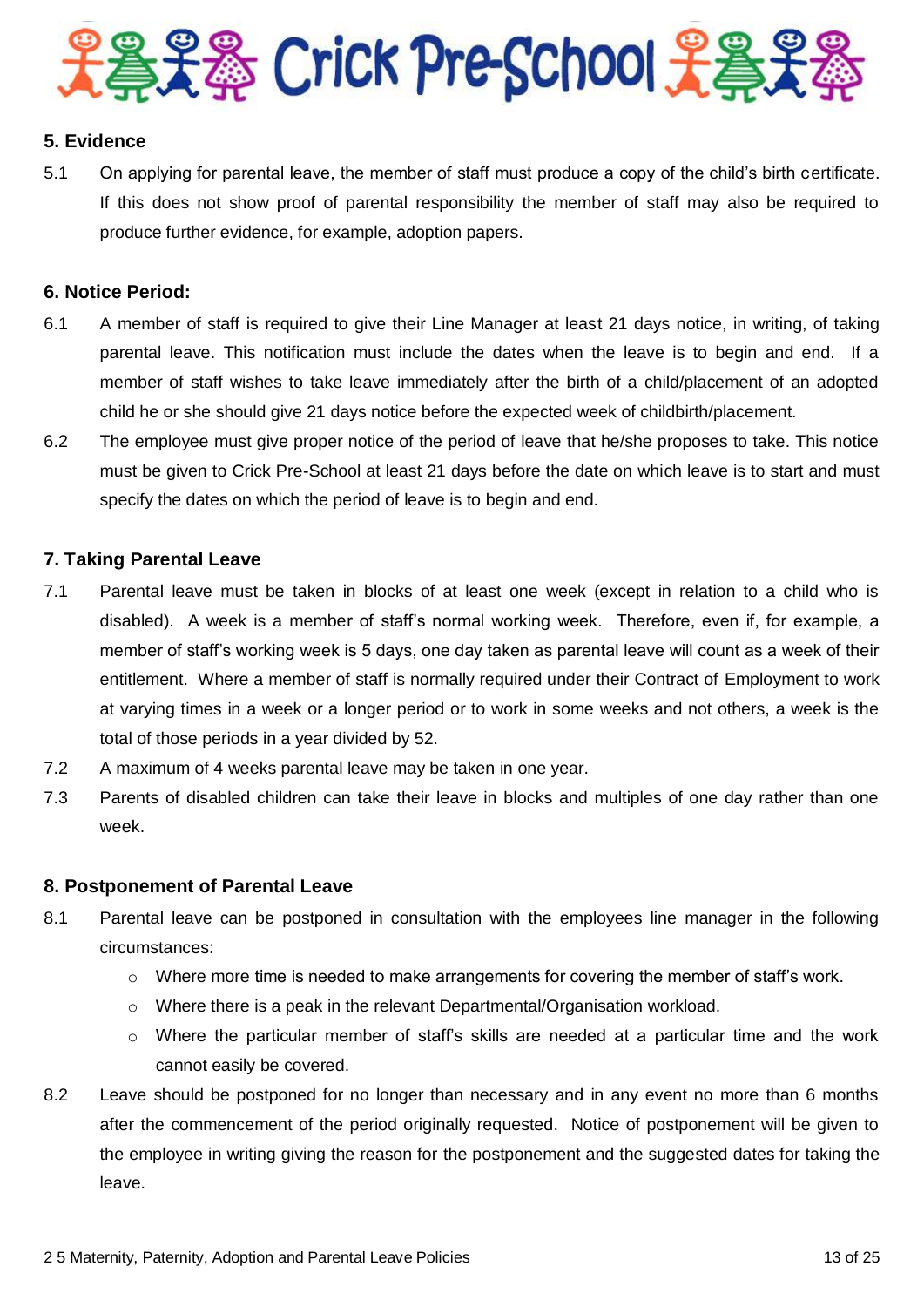## 5. Evidence

5.1 On applying for parental leave, the member of staff must produce a copy of the child's birth certificate. If this does not show proof of parental responsibility the member of staff may also be required to produce further evidence, for example, adoption papers.

## 6. Notice Period:

6.1 A member of staff is required to give their Line Manager at least 21 days notice, in writing, of taking parental leave. This notification must include the dates when the leave is to begin and end. If a member of staff wishes to take leave immediately after the birth of a child/placement of an adopted child he or she should give 21 days notice before the expected week of childbirth/placement.

6.2 The employee must give proper notice of the period of leave that he/she proposes to take. This notice must be given to Crick Pre-School at least 21 days before the date on which leave is to start and must specify the dates on which the period of leave is to begin and end.

## 7. Taking Parental Leave

7.1 Parental leave must be taken in blocks of at least one week (except in relation to a child who is disabled). A week is a member of staff's normal working week. Therefore, even if, for example, a member of staff's working week is 5 days, one day taken as parental leave will count as a week of their entitlement. Where a member of staff is normally required under their Contract of Employment to work at varying times in a week or a longer period or to work in some weeks and not others, a week is the total of those periods in a year divided by 52.

7.2 A maximum of 4 weeks parental leave may be taken in one year.

7.3 Parents of disabled children can take their leave in blocks and multiples of one day rather than one week.

## 8. Postponement of Parental Leave

8.1 Parental leave can be postponed in consultation with the employees line manager in the following circumstances:

- Where more time is needed to make arrangements for covering the member of staff's work.
- Where there is a peak in the relevant Departmental/Organisation workload.
- Where the particular member of staff's skills are needed at a particular time and the work cannot easily be covered.

8.2 Leave should be postponed for no longer than necessary and in any event no more than 6 months after the commencement of the period originally requested. Notice of postponement will be given to the employee in writing giving the reason for the postponement and the suggested dates for taking the leave.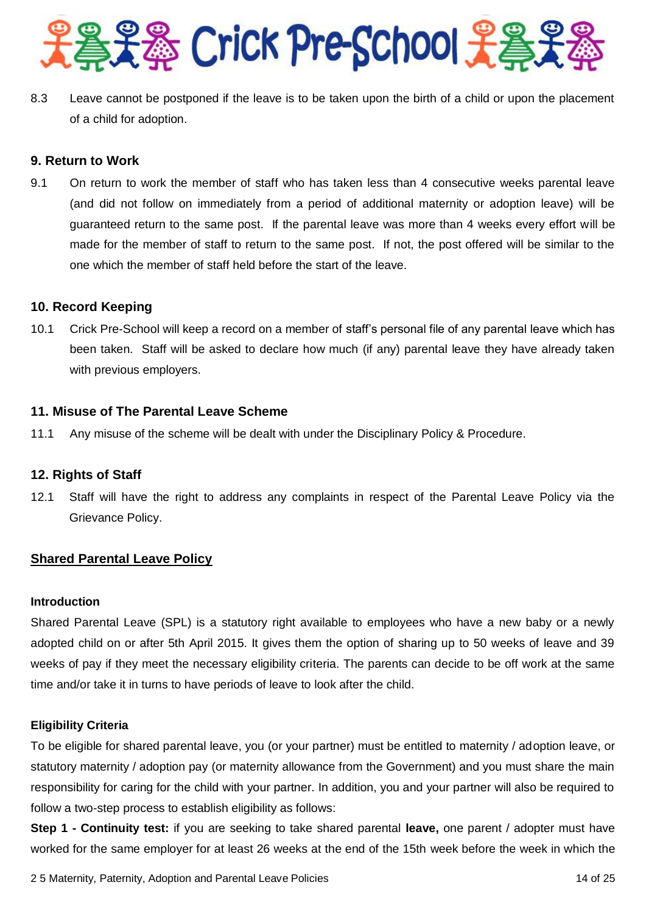8.3 Leave cannot be postponed if the leave is to be taken upon the birth of a child or upon the placement of a child for adoption.

### 9. Return to Work

9.1 On return to work the member of staff who has taken less than 4 consecutive weeks parental leave (and did not follow on immediately from a period of additional maternity or adoption leave) will be guaranteed return to the same post. If the parental leave was more than 4 weeks every effort will be made for the member of staff to return to the same post. If not, the post offered will be similar to the one which the member of staff held before the start of the leave.

### 10. Record Keeping

10.1 Crick Pre-School will keep a record on a member of staff's personal file of any parental leave which has been taken. Staff will be asked to declare how much (if any) parental leave they have already taken with previous employers.

### 11. Misuse of The Parental Leave Scheme

11.1 Any misuse of the scheme will be dealt with under the Disciplinary Policy & Procedure.

### 12. Rights of Staff

12.1 Staff will have the right to address any complaints in respect of the Parental Leave Policy via the Grievance Policy.

## Shared Parental Leave Policy

**Introduction**

Shared Parental Leave (SPL) is a statutory right available to employees who have a new baby or a newly adopted child on or after 5th April 2015. It gives them the option of sharing up to 50 weeks of leave and 39 weeks of pay if they meet the necessary eligibility criteria. The parents can decide to be off work at the same time and/or take it in turns to have periods of leave to look after the child.

**Eligibility Criteria**

To be eligible for shared parental leave, you (or your partner) must be entitled to maternity / adoption leave, or statutory maternity / adoption pay (or maternity allowance from the Government) and you must share the main responsibility for caring for the child with your partner. In addition, you and your partner will also be required to follow a two-step process to establish eligibility as follows:

**Step 1 - Continuity test:** if you are seeking to take shared parental **leave,** one parent / adopter must have worked for the same employer for at least 26 weeks at the end of the 15th week before the week in which the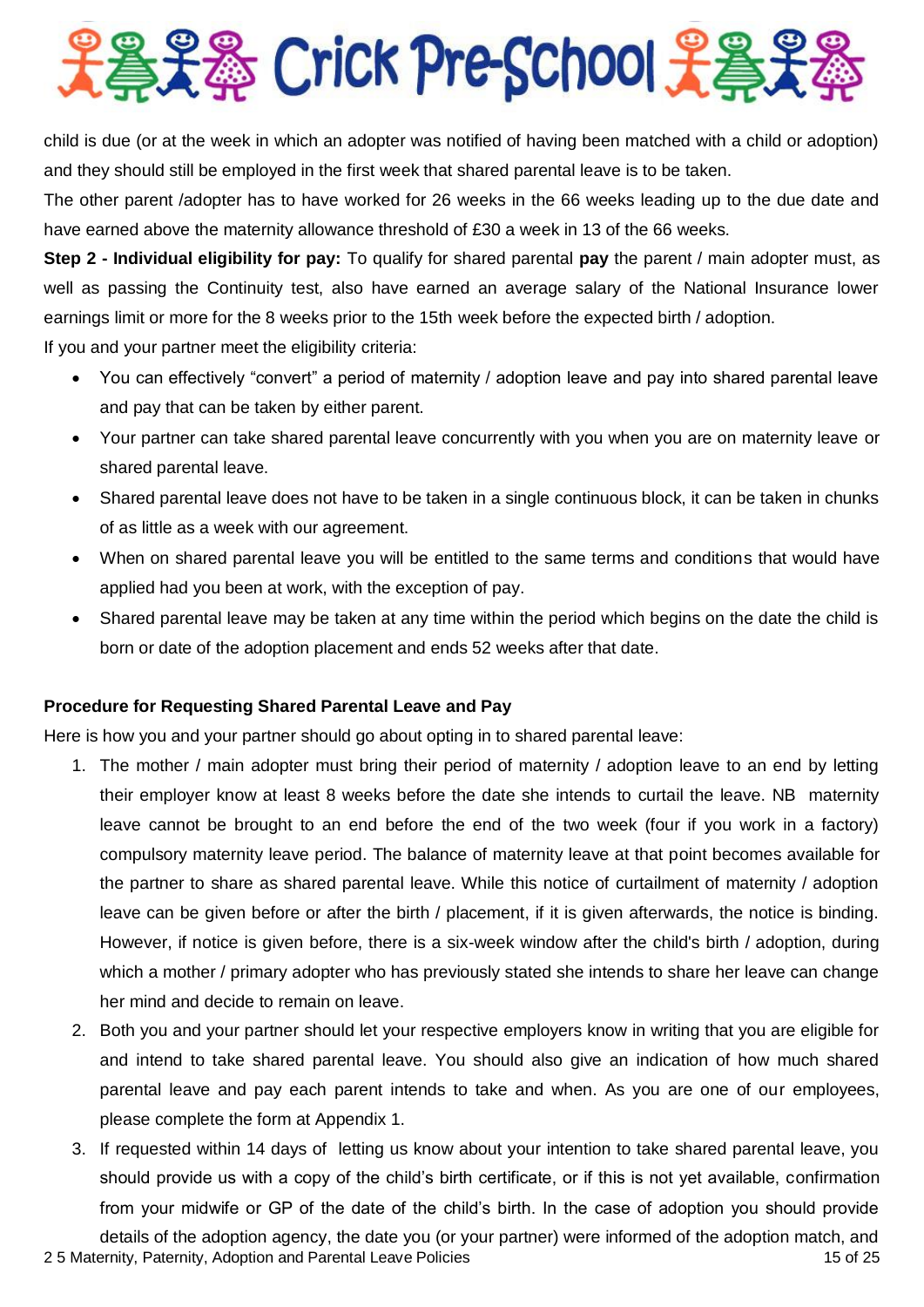child is due (or at the week in which an adopter was notified of having been matched with a child or adoption) and they should still be employed in the first week that shared parental leave is to be taken.

The other parent /adopter has to have worked for 26 weeks in the 66 weeks leading up to the due date and have earned above the maternity allowance threshold of £30 a week in 13 of the 66 weeks.

**Step 2 - Individual eligibility for pay:** To qualify for shared parental **pay** the parent / main adopter must, as well as passing the Continuity test, also have earned an average salary of the National Insurance lower earnings limit or more for the 8 weeks prior to the 15th week before the expected birth / adoption.

If you and your partner meet the eligibility criteria:

- You can effectively "convert" a period of maternity / adoption leave and pay into shared parental leave and pay that can be taken by either parent.
- Your partner can take shared parental leave concurrently with you when you are on maternity leave or shared parental leave.
- Shared parental leave does not have to be taken in a single continuous block, it can be taken in chunks of as little as a week with our agreement.
- When on shared parental leave you will be entitled to the same terms and conditions that would have applied had you been at work, with the exception of pay.
- Shared parental leave may be taken at any time within the period which begins on the date the child is born or date of the adoption placement and ends 52 weeks after that date.

**Procedure for Requesting Shared Parental Leave and Pay**

Here is how you and your partner should go about opting in to shared parental leave:

1. The mother / main adopter must bring their period of maternity / adoption leave to an end by letting their employer know at least 8 weeks before the date she intends to curtail the leave. NB maternity leave cannot be brought to an end before the end of the two week (four if you work in a factory) compulsory maternity leave period. The balance of maternity leave at that point becomes available for the partner to share as shared parental leave. While this notice of curtailment of maternity / adoption leave can be given before or after the birth / placement, if it is given afterwards, the notice is binding. However, if notice is given before, there is a six-week window after the child's birth / adoption, during which a mother / primary adopter who has previously stated she intends to share her leave can change her mind and decide to remain on leave.
2. Both you and your partner should let your respective employers know in writing that you are eligible for and intend to take shared parental leave. You should also give an indication of how much shared parental leave and pay each parent intends to take and when. As you are one of our employees, please complete the form at Appendix 1.
3. If requested within 14 days of letting us know about your intention to take shared parental leave, you should provide us with a copy of the child's birth certificate, or if this is not yet available, confirmation from your midwife or GP of the date of the child's birth. In the case of adoption you should provide details of the adoption agency, the date you (or your partner) were informed of the adoption match, and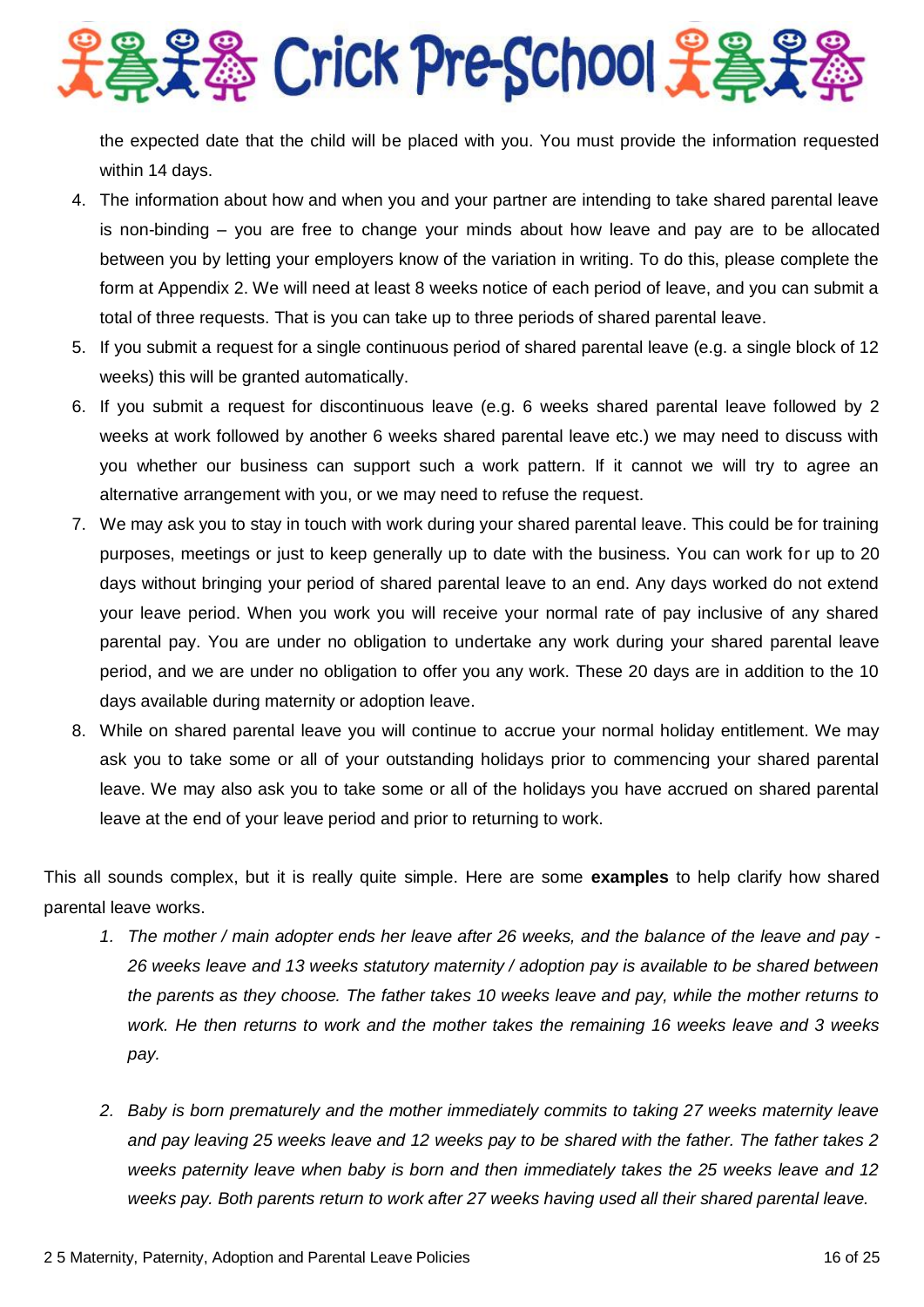the expected date that the child will be placed with you. You must provide the information requested within 14 days.

4. The information about how and when you and your partner are intending to take shared parental leave is non-binding – you are free to change your minds about how leave and pay are to be allocated between you by letting your employers know of the variation in writing. To do this, please complete the form at Appendix 2. We will need at least 8 weeks notice of each period of leave, and you can submit a total of three requests. That is you can take up to three periods of shared parental leave.
5. If you submit a request for a single continuous period of shared parental leave (e.g. a single block of 12 weeks) this will be granted automatically.
6. If you submit a request for discontinuous leave (e.g. 6 weeks shared parental leave followed by 2 weeks at work followed by another 6 weeks shared parental leave etc.) we may need to discuss with you whether our business can support such a work pattern. If it cannot we will try to agree an alternative arrangement with you, or we may need to refuse the request.
7. We may ask you to stay in touch with work during your shared parental leave. This could be for training purposes, meetings or just to keep generally up to date with the business. You can work for up to 20 days without bringing your period of shared parental leave to an end. Any days worked do not extend your leave period. When you work you will receive your normal rate of pay inclusive of any shared parental pay. You are under no obligation to undertake any work during your shared parental leave period, and we are under no obligation to offer you any work. These 20 days are in addition to the 10 days available during maternity or adoption leave.
8. While on shared parental leave you will continue to accrue your normal holiday entitlement. We may ask you to take some or all of your outstanding holidays prior to commencing your shared parental leave. We may also ask you to take some or all of the holidays you have accrued on shared parental leave at the end of your leave period and prior to returning to work.

This all sounds complex, but it is really quite simple. Here are some **examples** to help clarify how shared parental leave works.

1. *The mother / main adopter ends her leave after 26 weeks, and the balance of the leave and pay - 26 weeks leave and 13 weeks statutory maternity / adoption pay is available to be shared between the parents as they choose. The father takes 10 weeks leave and pay, while the mother returns to work. He then returns to work and the mother takes the remaining 16 weeks leave and 3 weeks pay.*

2. *Baby is born prematurely and the mother immediately commits to taking 27 weeks maternity leave and pay leaving 25 weeks leave and 12 weeks pay to be shared with the father. The father takes 2 weeks paternity leave when baby is born and then immediately takes the 25 weeks leave and 12 weeks pay. Both parents return to work after 27 weeks having used all their shared parental leave.*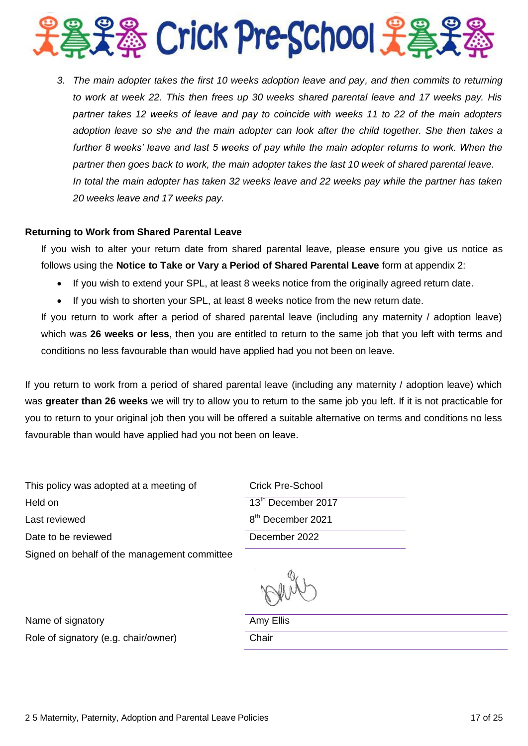# Crick Pre-School

3. *The main adopter takes the first 10 weeks adoption leave and pay, and then commits to returning to work at week 22. This then frees up 30 weeks shared parental leave and 17 weeks pay. His partner takes 12 weeks of leave and pay to coincide with weeks 11 to 22 of the main adopters adoption leave so she and the main adopter can look after the child together. She then takes a further 8 weeks' leave and last 5 weeks of pay while the main adopter returns to work. When the partner then goes back to work, the main adopter takes the last 10 week of shared parental leave. In total the main adopter has taken 32 weeks leave and 22 weeks pay while the partner has taken 20 weeks leave and 17 weeks pay.*

**Returning to Work from Shared Parental Leave**

If you wish to alter your return date from shared parental leave, please ensure you give us notice as follows using the **Notice to Take or Vary a Period of Shared Parental Leave** form at appendix 2:

- If you wish to extend your SPL, at least 8 weeks notice from the originally agreed return date.
- If you wish to shorten your SPL, at least 8 weeks notice from the new return date.

If you return to work after a period of shared parental leave (including any maternity / adoption leave) which was **26 weeks or less**, then you are entitled to return to the same job that you left with terms and conditions no less favourable than would have applied had you not been on leave.

If you return to work from a period of shared parental leave (including any maternity / adoption leave) which was **greater than 26 weeks** we will try to allow you to return to the same job you left. If it is not practicable for you to return to your original job then you will be offered a suitable alternative on terms and conditions no less favourable than would have applied had you not been on leave.

| | |
|---|---|
| This policy was adopted at a meeting of | Crick Pre-School |
| Held on | 13th December 2017 |
| Last reviewed | 8th December 2021 |
| Date to be reviewed | December 2022 |
| Signed on behalf of the management committee | (signature) |
| Name of signatory | Amy Ellis |
| Role of signatory (e.g. chair/owner) | Chair |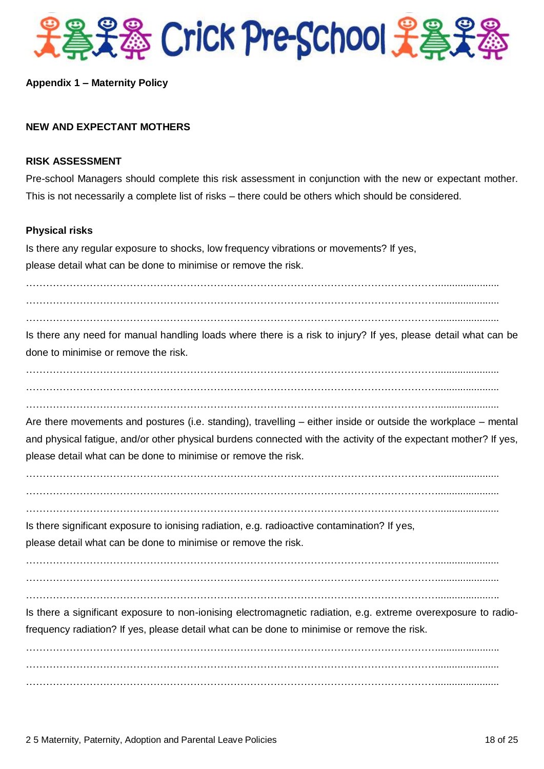**Appendix 1 – Maternity Policy**

**NEW AND EXPECTANT MOTHERS**

**RISK ASSESSMENT**

Pre-school Managers should complete this risk assessment in conjunction with the new or expectant mother. This is not necessarily a complete list of risks – there could be others which should be considered.

**Physical risks**

Is there any regular exposure to shocks, low frequency vibrations or movements? If yes, please detail what can be done to minimise or remove the risk.

……………………………………………………………………………………………………………………

……………………………………………………………………………………………………………………

……………………………………………………………………………………………………………………

Is there any need for manual handling loads where there is a risk to injury? If yes, please detail what can be done to minimise or remove the risk.

……………………………………………………………………………………………………………………

……………………………………………………………………………………………………………………

……………………………………………………………………………………………………………………

Are there movements and postures (i.e. standing), travelling – either inside or outside the workplace – mental and physical fatigue, and/or other physical burdens connected with the activity of the expectant mother? If yes, please detail what can be done to minimise or remove the risk.

……………………………………………………………………………………………………………………

……………………………………………………………………………………………………………………

……………………………………………………………………………………………………………………

Is there significant exposure to ionising radiation, e.g. radioactive contamination? If yes, please detail what can be done to minimise or remove the risk.

……………………………………………………………………………………………………………………

……………………………………………………………………………………………………………………

……………………………………………………………………………………………………………………

Is there a significant exposure to non-ionising electromagnetic radiation, e.g. extreme overexposure to radio-frequency radiation? If yes, please detail what can be done to minimise or remove the risk.

……………………………………………………………………………………………………………………

……………………………………………………………………………………………………………………

……………………………………………………………………………………………………………………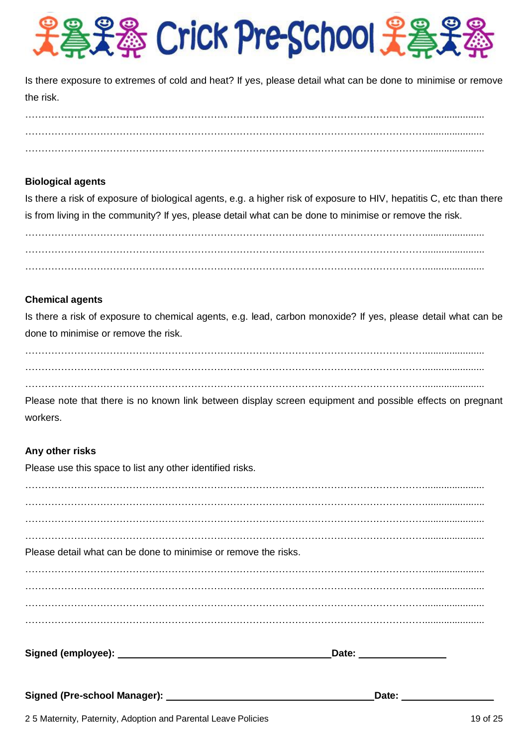Is there exposure to extremes of cold and heat? If yes, please detail what can be done to minimise or remove the risk.

……………………………………………………………………………………………………………………

……………………………………………………………………………………………………………………

……………………………………………………………………………………………………………………

**Biological agents**

Is there a risk of exposure of biological agents, e.g. a higher risk of exposure to HIV, hepatitis C, etc than there is from living in the community? If yes, please detail what can be done to minimise or remove the risk.

……………………………………………………………………………………………………………………

……………………………………………………………………………………………………………………

……………………………………………………………………………………………………………………

**Chemical agents**

Is there a risk of exposure to chemical agents, e.g. lead, carbon monoxide? If yes, please detail what can be done to minimise or remove the risk.

……………………………………………………………………………………………………………………

……………………………………………………………………………………………………………………

……………………………………………………………………………………………………………………

Please note that there is no known link between display screen equipment and possible effects on pregnant workers.

**Any other risks**

Please use this space to list any other identified risks.

……………………………………………………………………………………………………………………

……………………………………………………………………………………………………………………

……………………………………………………………………………………………………………………

……………………………………………………………………………………………………………………

Please detail what can be done to minimise or remove the risks.

……………………………………………………………………………………………………………………

……………………………………………………………………………………………………………………

……………………………………………………………………………………………………………………

……………………………………………………………………………………………………………………

**Signed (employee):** ________________________ **Date:** ____________

**Signed (Pre-school Manager):** ________________________ **Date:** ____________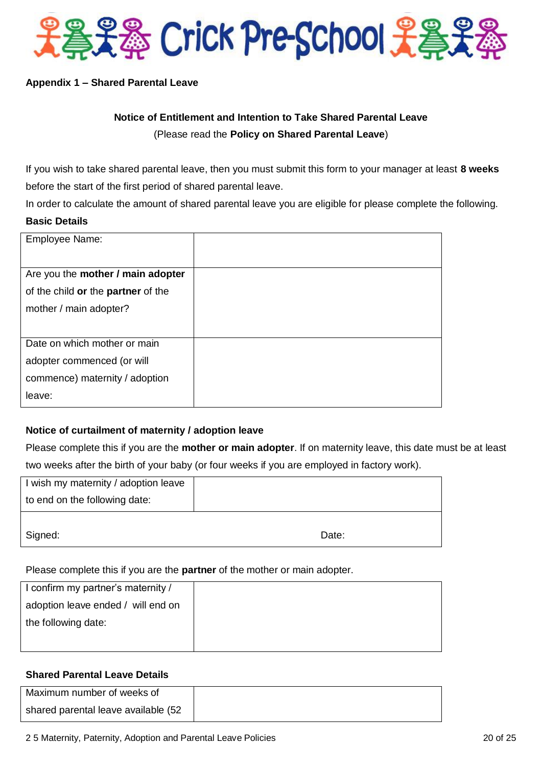# Crick Pre-School

**Appendix 1 – Shared Parental Leave**

**Notice of Entitlement and Intention to Take Shared Parental Leave**

(Please read the **Policy on Shared Parental Leave**)

If you wish to take shared parental leave, then you must submit this form to your manager at least **8 weeks** before the start of the first period of shared parental leave.

In order to calculate the amount of shared parental leave you are eligible for please complete the following.

**Basic Details**

| | |
|---|---|
| Employee Name: | |
| Are you the **mother / main adopter** of the child **or** the **partner** of the mother / main adopter? | |
| Date on which mother or main adopter commenced (or will commence) maternity / adoption leave: | |

**Notice of curtailment of maternity / adoption leave**

Please complete this if you are the **mother or main adopter**. If on maternity leave, this date must be at least two weeks after the birth of your baby (or four weeks if you are employed in factory work).

| | |
|---|---|
| I wish my maternity / adoption leave to end on the following date: | |
| Signed: | Date: |

Please complete this if you are the **partner** of the mother or main adopter.

| | |
|---|---|
| I confirm my partner's maternity / adoption leave ended / will end on the following date: | |

**Shared Parental Leave Details**

| | |
|---|---|
| Maximum number of weeks of shared parental leave available (52 | |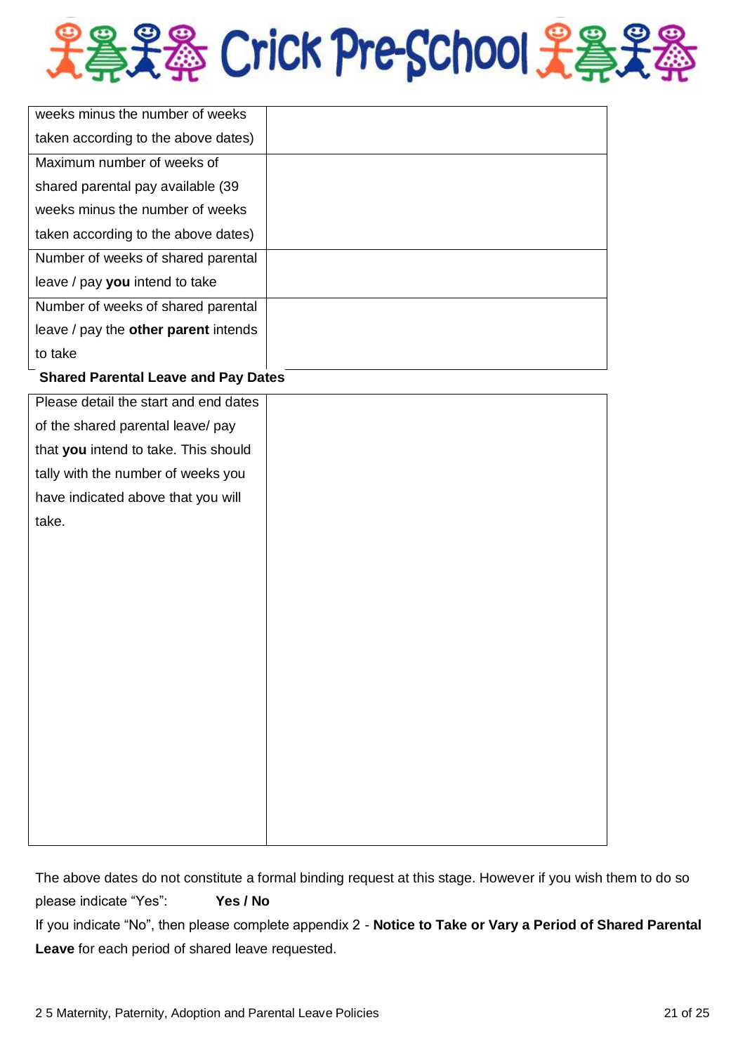| | |
|---|---|
| weeks minus the number of weeks taken according to the above dates) | |
| Maximum number of weeks of shared parental pay available (39 weeks minus the number of weeks taken according to the above dates) | |
| Number of weeks of shared parental leave / pay **you** intend to take | |
| Number of weeks of shared parental leave / pay the **other parent** intends to take | |

**Shared Parental Leave and Pay Dates**

| | |
|---|---|
| Please detail the start and end dates of the shared parental leave/ pay that **you** intend to take. This should tally with the number of weeks you have indicated above that you will take. | |

The above dates do not constitute a formal binding request at this stage. However if you wish them to do so please indicate "Yes": **Yes / No**

If you indicate "No", then please complete appendix 2 - **Notice to Take or Vary a Period of Shared Parental Leave** for each period of shared leave requested.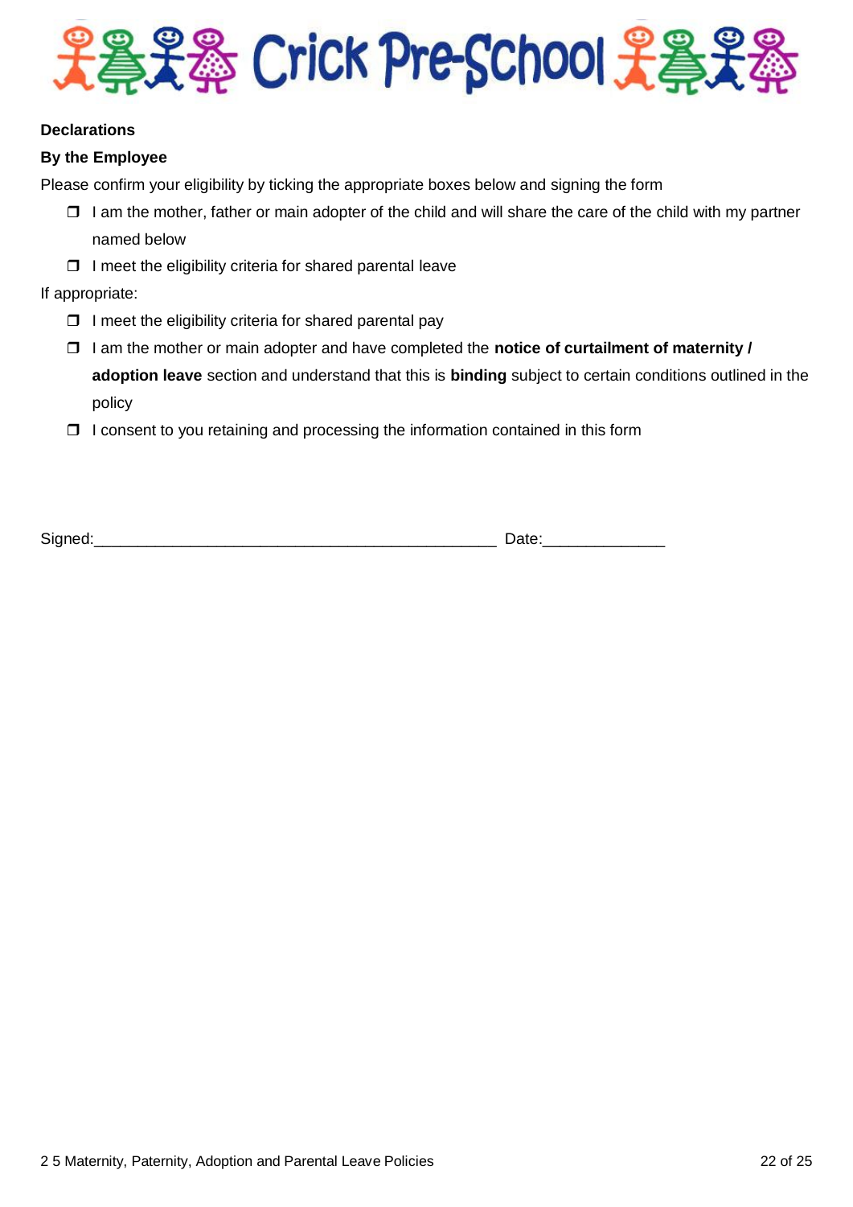Crick Pre-School

**Declarations**

**By the Employee**

Please confirm your eligibility by ticking the appropriate boxes below and signing the form

- ❒ I am the mother, father or main adopter of the child and will share the care of the child with my partner named below
- ❒ I meet the eligibility criteria for shared parental leave

If appropriate:

- ❒ I meet the eligibility criteria for shared parental pay
- ❒ I am the mother or main adopter and have completed the **notice of curtailment of maternity / adoption leave** section and understand that this is **binding** subject to certain conditions outlined in the policy
- ❒ I consent to you retaining and processing the information contained in this form

Signed:_______________________________________________ Date:______________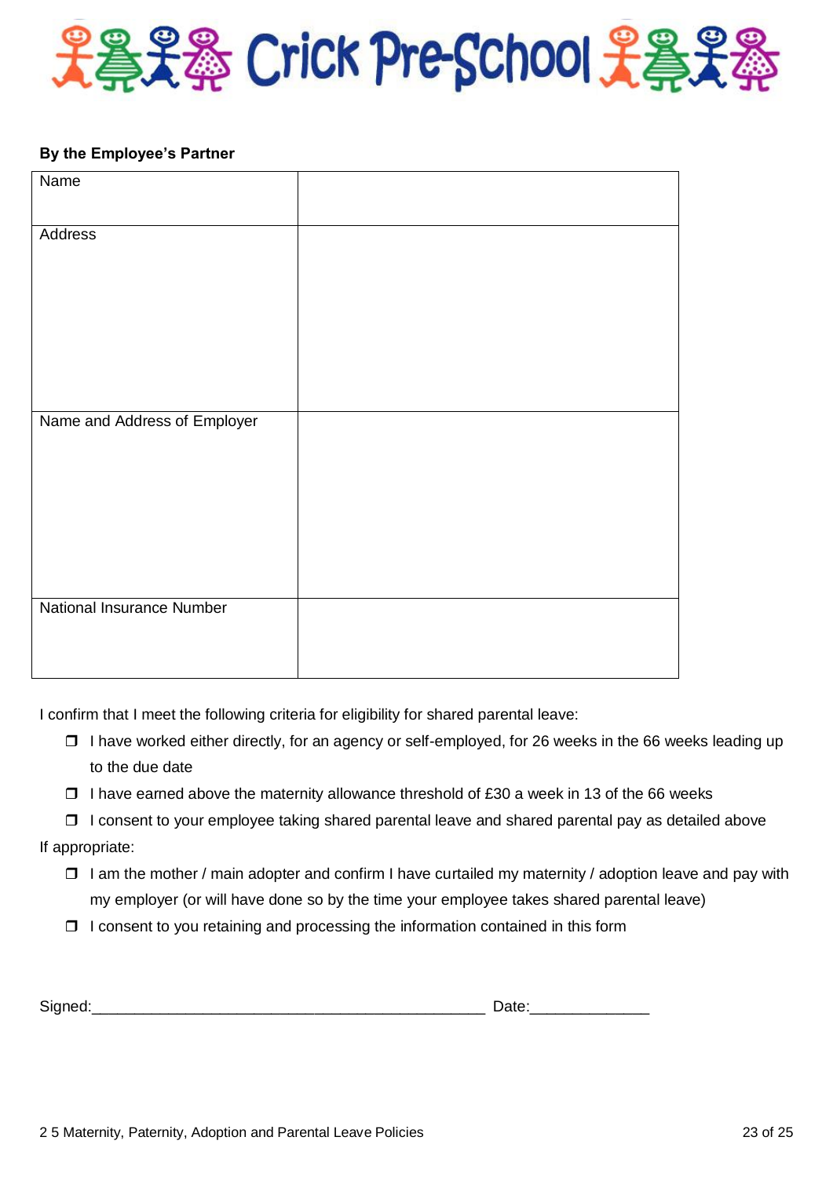**By the Employee's Partner**

| Name | |
|---|---|
| Address | |
| Name and Address of Employer | |
| National Insurance Number | |

I confirm that I meet the following criteria for eligibility for shared parental leave:

- ☐ I have worked either directly, for an agency or self-employed, for 26 weeks in the 66 weeks leading up to the due date
- ☐ I have earned above the maternity allowance threshold of £30 a week in 13 of the 66 weeks
- ☐ I consent to your employee taking shared parental leave and shared parental pay as detailed above

If appropriate:

- ☐ I am the mother / main adopter and confirm I have curtailed my maternity / adoption leave and pay with my employer (or will have done so by the time your employee takes shared parental leave)
- ☐ I consent to you retaining and processing the information contained in this form

Signed:_______________________________________________ Date:______________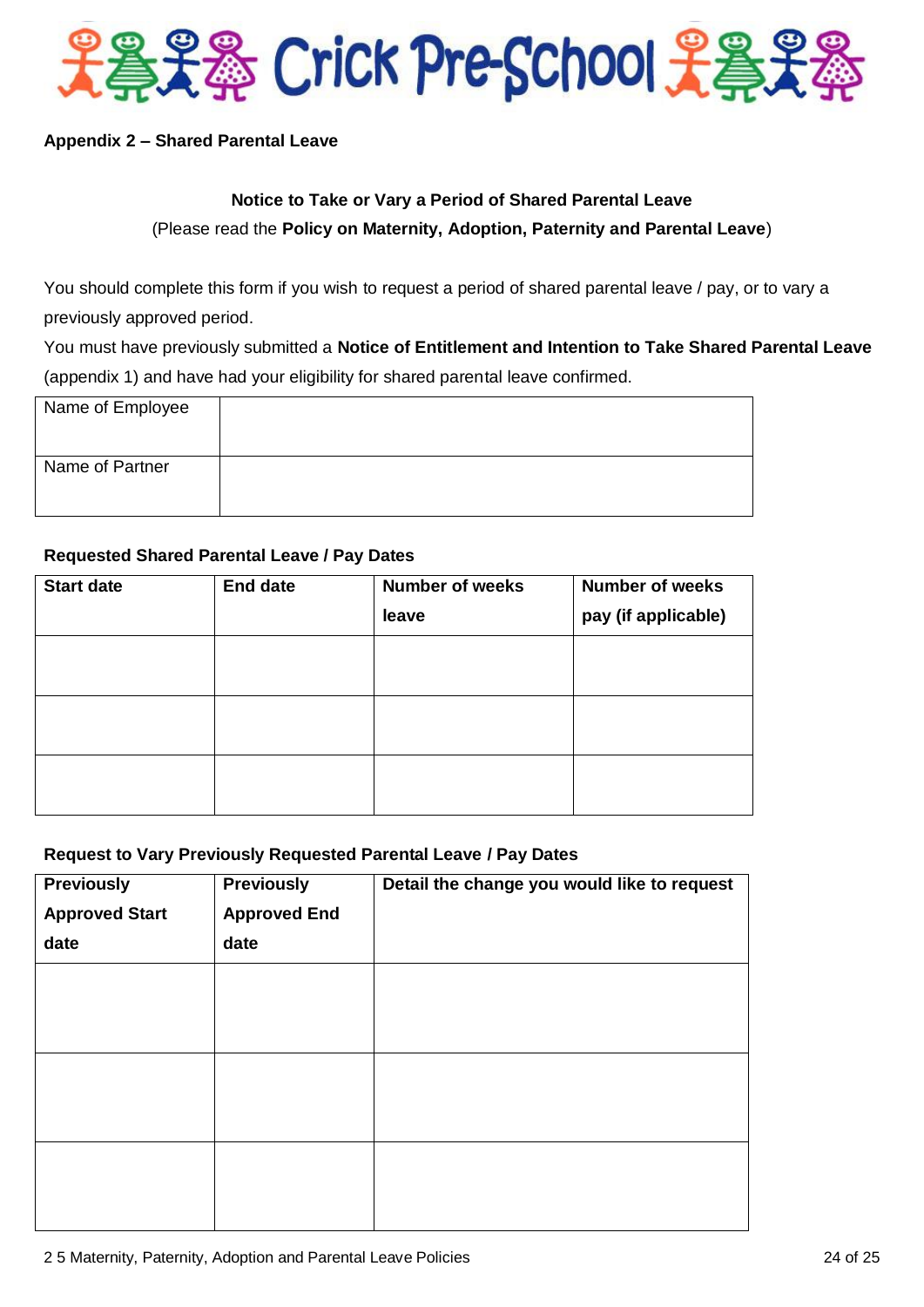# Crick Pre-School

**Appendix 2 – Shared Parental Leave**

**Notice to Take or Vary a Period of Shared Parental Leave**

(Please read the **Policy on Maternity, Adoption, Paternity and Parental Leave**)

You should complete this form if you wish to request a period of shared parental leave / pay, or to vary a previously approved period.

You must have previously submitted a **Notice of Entitlement and Intention to Take Shared Parental Leave** (appendix 1) and have had your eligibility for shared parental leave confirmed.

| Name of Employee | |
|---|---|
| Name of Partner | |

**Requested Shared Parental Leave / Pay Dates**

| Start date | End date | Number of weeks leave | Number of weeks pay (if applicable) |
|---|---|---|---|
| | | | |
| | | | |
| | | | |

**Request to Vary Previously Requested Parental Leave / Pay Dates**

| Previously Approved Start date | Previously Approved End date | Detail the change you would like to request |
|---|---|---|
| | | |
| | | |
| | | |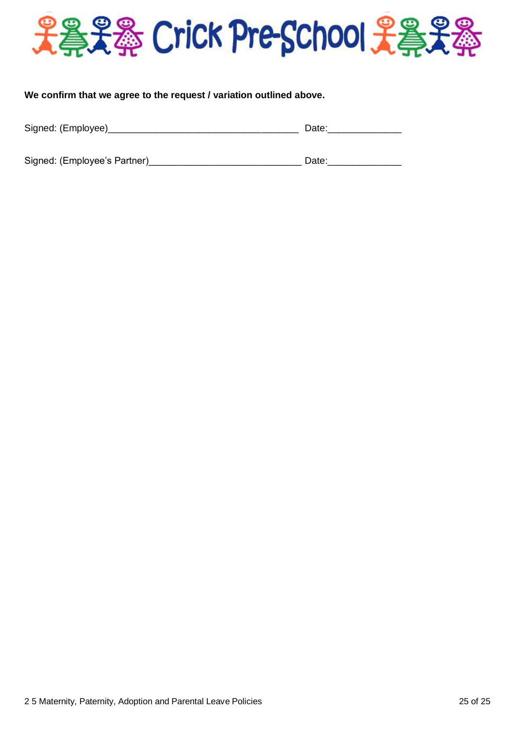**We confirm that we agree to the request / variation outlined above.**

Signed: (Employee)___________________________________ Date:_____________

Signed: (Employee's Partner)___________________________ Date:_____________